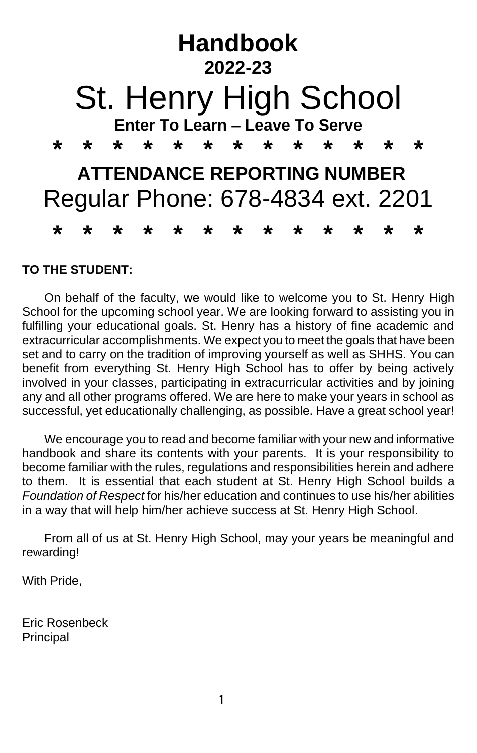# Handbook

## 2022-23

# St. Henry High School

**Enter To Learn – Leave To Serve**

\* \* \* \* \* \* \* \* \* \* \* \* \*

## ATTENDANCE REPORTING NUMBER

Regular Phone: 678-4834 ext. 2201

\* \* \* \* \* \* \* \* \* \* \* \* \*

**TO THE STUDENT:**

On behalf of the faculty, we would like to welcome you to St. Henry High School for the upcoming school year. We are looking forward to assisting you in fulfilling your educational goals. St. Henry has a history of fine academic and extracurricular accomplishments. We expect you to meet the goals that have been set and to carry on the tradition of improving yourself as well as SHHS. You can benefit from everything St. Henry High School has to offer by being actively involved in your classes, participating in extracurricular activities and by joining any and all other programs offered. We are here to make your years in school as successful, yet educationally challenging, as possible. Have a great school year!

We encourage you to read and become familiar with your new and informative handbook and share its contents with your parents. It is your responsibility to become familiar with the rules, regulations and responsibilities herein and adhere to them. It is essential that each student at St. Henry High School builds a *Foundation of Respect* for his/her education and continues to use his/her abilities in a way that will help him/her achieve success at St. Henry High School.

From all of us at St. Henry High School, may your years be meaningful and rewarding!

With Pride,

Eric Rosenbeck
Principal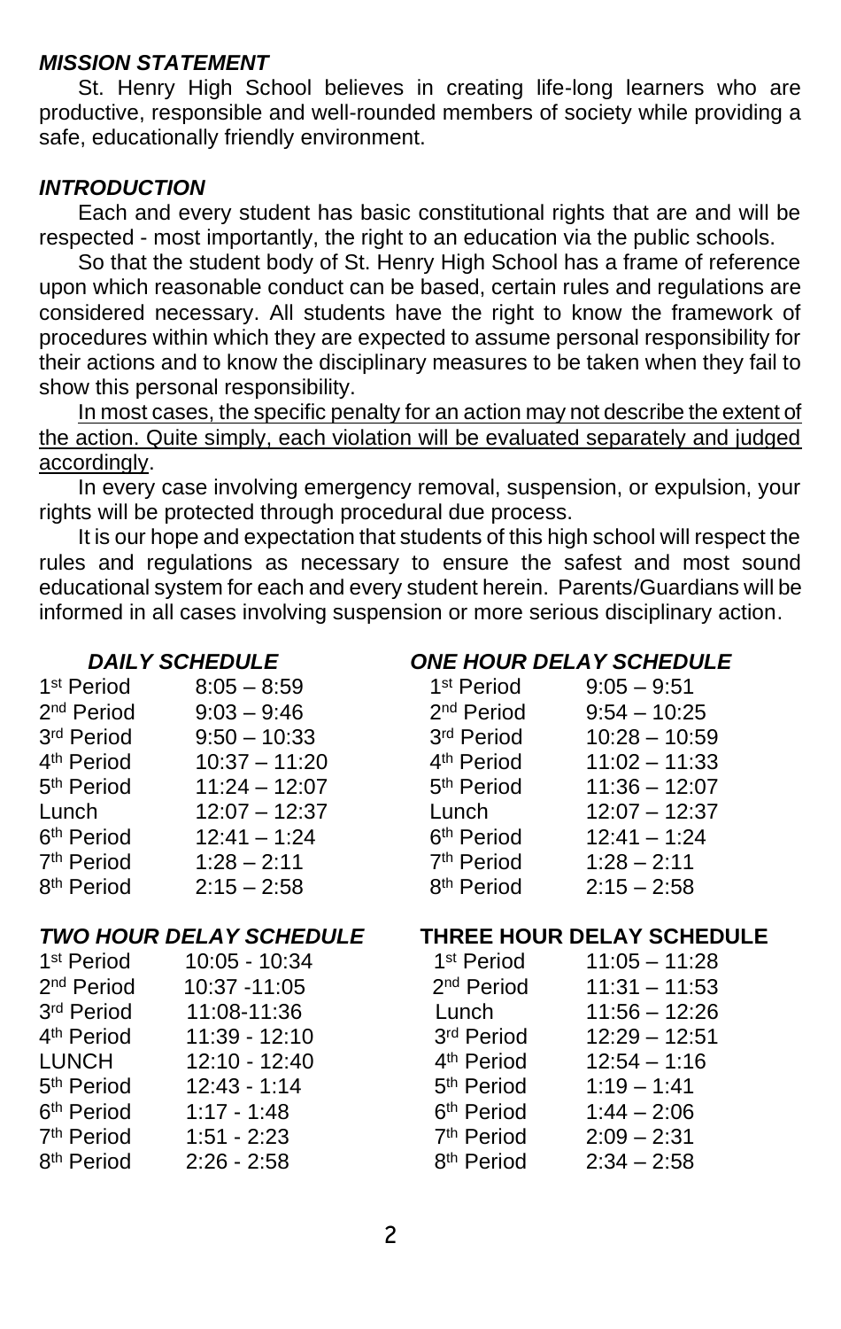## *MISSION STATEMENT*

St. Henry High School believes in creating life-long learners who are productive, responsible and well-rounded members of society while providing a safe, educationally friendly environment.

## *INTRODUCTION*

Each and every student has basic constitutional rights that are and will be respected - most importantly, the right to an education via the public schools.

So that the student body of St. Henry High School has a frame of reference upon which reasonable conduct can be based, certain rules and regulations are considered necessary. All students have the right to know the framework of procedures within which they are expected to assume personal responsibility for their actions and to know the disciplinary measures to be taken when they fail to show this personal responsibility.

<u>In most cases, the specific penalty for an action may not describe the extent of the action. Quite simply, each violation will be evaluated separately and judged accordingly</u>.

In every case involving emergency removal, suspension, or expulsion, your rights will be protected through procedural due process.

It is our hope and expectation that students of this high school will respect the rules and regulations as necessary to ensure the safest and most sound educational system for each and every student herein. Parents/Guardians will be informed in all cases involving suspension or more serious disciplinary action.

### *DAILY SCHEDULE*

| | |
|---|---|
| 1st Period | 8:05 – 8:59 |
| 2nd Period | 9:03 – 9:46 |
| 3rd Period | 9:50 – 10:33 |
| 4th Period | 10:37 – 11:20 |
| 5th Period | 11:24 – 12:07 |
| Lunch | 12:07 – 12:37 |
| 6th Period | 12:41 – 1:24 |
| 7th Period | 1:28 – 2:11 |
| 8th Period | 2:15 – 2:58 |

### *ONE HOUR DELAY SCHEDULE*

| | |
|---|---|
| 1st Period | 9:05 – 9:51 |
| 2nd Period | 9:54 – 10:25 |
| 3rd Period | 10:28 – 10:59 |
| 4th Period | 11:02 – 11:33 |
| 5th Period | 11:36 – 12:07 |
| Lunch | 12:07 – 12:37 |
| 6th Period | 12:41 – 1:24 |
| 7th Period | 1:28 – 2:11 |
| 8th Period | 2:15 – 2:58 |

### *TWO HOUR DELAY SCHEDULE*

| | |
|---|---|
| 1st Period | 10:05 - 10:34 |
| 2nd Period | 10:37 -11:05 |
| 3rd Period | 11:08-11:36 |
| 4th Period | 11:39 - 12:10 |
| LUNCH | 12:10 - 12:40 |
| 5th Period | 12:43 - 1:14 |
| 6th Period | 1:17 - 1:48 |
| 7th Period | 1:51 - 2:23 |
| 8th Period | 2:26 - 2:58 |

### THREE HOUR DELAY SCHEDULE

| | |
|---|---|
| 1st Period | 11:05 – 11:28 |
| 2nd Period | 11:31 – 11:53 |
| Lunch | 11:56 – 12:26 |
| 3rd Period | 12:29 – 12:51 |
| 4th Period | 12:54 – 1:16 |
| 5th Period | 1:19 – 1:41 |
| 6th Period | 1:44 – 2:06 |
| 7th Period | 2:09 – 2:31 |
| 8th Period | 2:34 – 2:58 |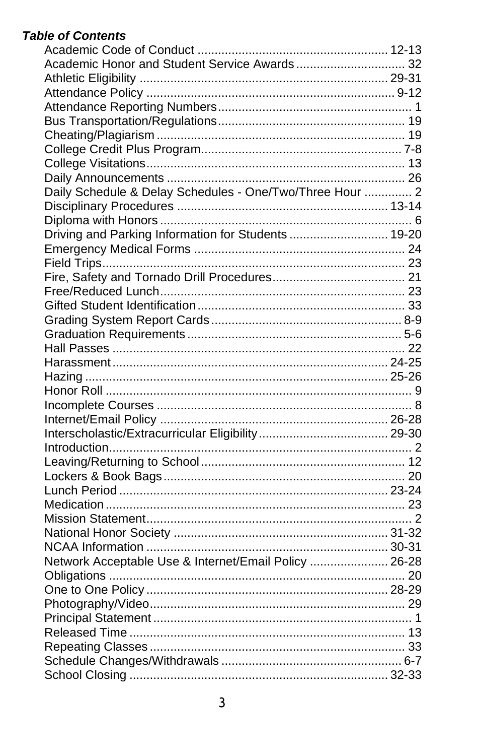***Table of Contents***

| Topic | Page |
|---|---|
| Academic Code of Conduct | 12-13 |
| Academic Honor and Student Service Awards | 32 |
| Athletic Eligibility | 29-31 |
| Attendance Policy | 9-12 |
| Attendance Reporting Numbers | 1 |
| Bus Transportation/Regulations | 19 |
| Cheating/Plagiarism | 19 |
| College Credit Plus Program | 7-8 |
| College Visitations | 13 |
| Daily Announcements | 26 |
| Daily Schedule & Delay Schedules - One/Two/Three Hour | 2 |
| Disciplinary Procedures | 13-14 |
| Diploma with Honors | 6 |
| Driving and Parking Information for Students | 19-20 |
| Emergency Medical Forms | 24 |
| Field Trips | 23 |
| Fire, Safety and Tornado Drill Procedures | 21 |
| Free/Reduced Lunch | 23 |
| Gifted Student Identification | 33 |
| Grading System Report Cards | 8-9 |
| Graduation Requirements | 5-6 |
| Hall Passes | 22 |
| Harassment | 24-25 |
| Hazing | 25-26 |
| Honor Roll | 9 |
| Incomplete Courses | 8 |
| Internet/Email Policy | 26-28 |
| Interscholastic/Extracurricular Eligibility | 29-30 |
| Introduction | 2 |
| Leaving/Returning to School | 12 |
| Lockers & Book Bags | 20 |
| Lunch Period | 23-24 |
| Medication | 23 |
| Mission Statement | 2 |
| National Honor Society | 31-32 |
| NCAA Information | 30-31 |
| Network Acceptable Use & Internet/Email Policy | 26-28 |
| Obligations | 20 |
| One to One Policy | 28-29 |
| Photography/Video | 29 |
| Principal Statement | 1 |
| Released Time | 13 |
| Repeating Classes | 33 |
| Schedule Changes/Withdrawals | 6-7 |
| School Closing | 32-33 |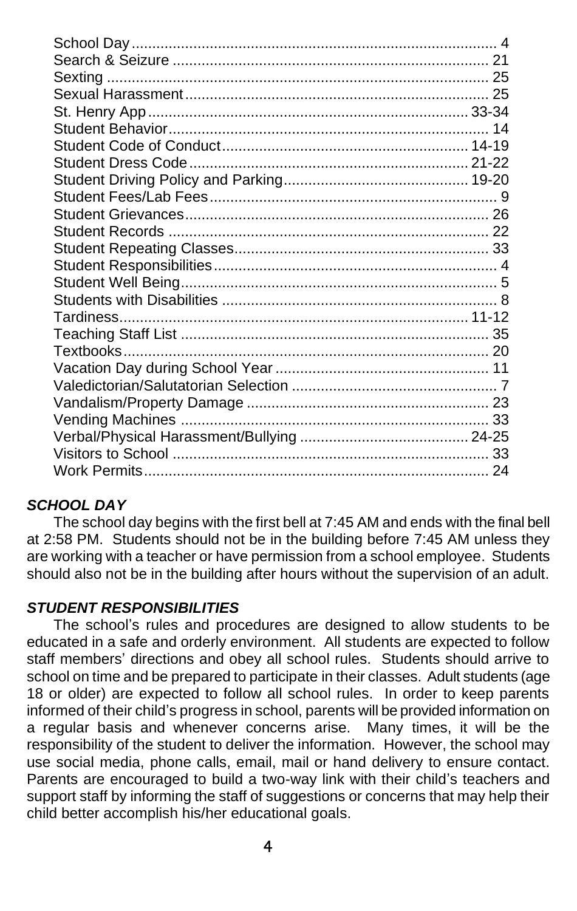| | |
|---|---|
| School Day | 4 |
| Search & Seizure | 21 |
| Sexting | 25 |
| Sexual Harassment | 25 |
| St. Henry App | 33-34 |
| Student Behavior | 14 |
| Student Code of Conduct | 14-19 |
| Student Dress Code | 21-22 |
| Student Driving Policy and Parking | 19-20 |
| Student Fees/Lab Fees | 9 |
| Student Grievances | 26 |
| Student Records | 22 |
| Student Repeating Classes | 33 |
| Student Responsibilities | 4 |
| Student Well Being | 5 |
| Students with Disabilities | 8 |
| Tardiness | 11-12 |
| Teaching Staff List | 35 |
| Textbooks | 20 |
| Vacation Day during School Year | 11 |
| Valedictorian/Salutatorian Selection | 7 |
| Vandalism/Property Damage | 23 |
| Vending Machines | 33 |
| Verbal/Physical Harassment/Bullying | 24-25 |
| Visitors to School | 33 |
| Work Permits | 24 |

### *SCHOOL DAY*

The school day begins with the first bell at 7:45 AM and ends with the final bell at 2:58 PM. Students should not be in the building before 7:45 AM unless they are working with a teacher or have permission from a school employee. Students should also not be in the building after hours without the supervision of an adult.

### *STUDENT RESPONSIBILITIES*

The school's rules and procedures are designed to allow students to be educated in a safe and orderly environment. All students are expected to follow staff members' directions and obey all school rules. Students should arrive to school on time and be prepared to participate in their classes. Adult students (age 18 or older) are expected to follow all school rules. In order to keep parents informed of their child's progress in school, parents will be provided information on a regular basis and whenever concerns arise. Many times, it will be the responsibility of the student to deliver the information. However, the school may use social media, phone calls, email, mail or hand delivery to ensure contact. Parents are encouraged to build a two-way link with their child's teachers and support staff by informing the staff of suggestions or concerns that may help their child better accomplish his/her educational goals.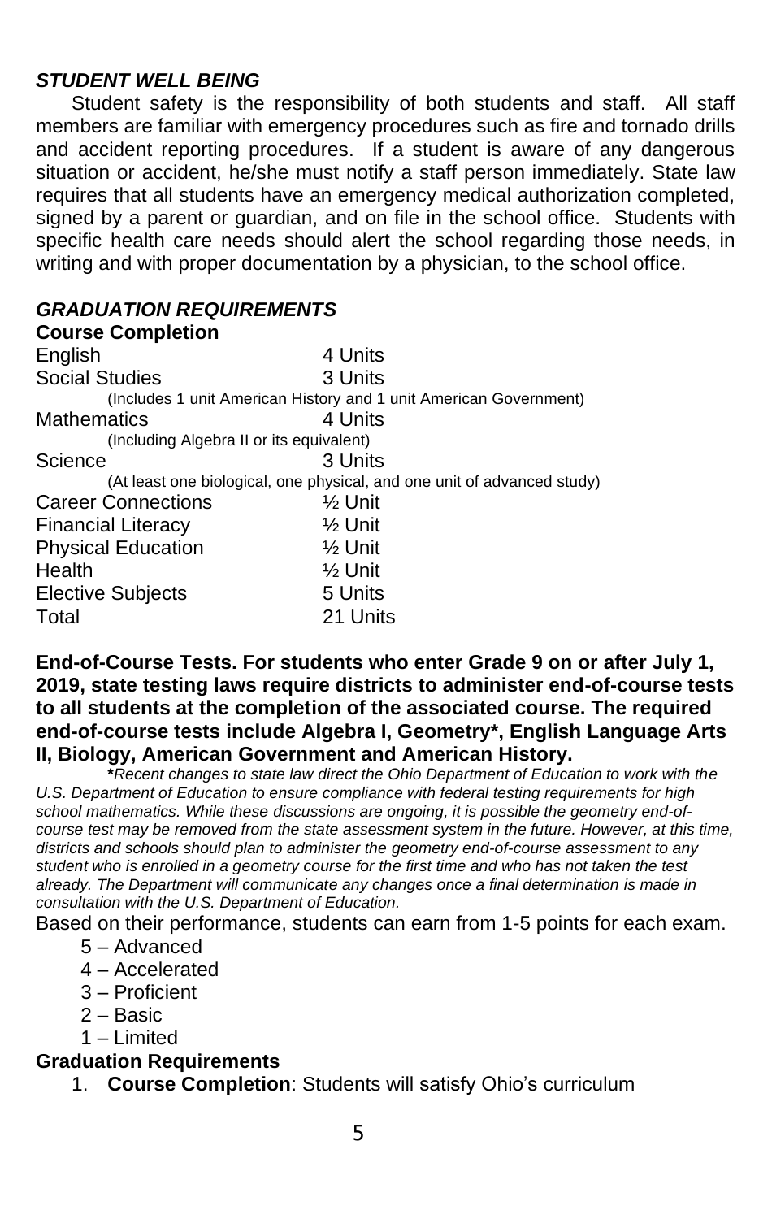## *STUDENT WELL BEING*

Student safety is the responsibility of both students and staff. All staff members are familiar with emergency procedures such as fire and tornado drills and accident reporting procedures. If a student is aware of any dangerous situation or accident, he/she must notify a staff person immediately. State law requires that all students have an emergency medical authorization completed, signed by a parent or guardian, and on file in the school office. Students with specific health care needs should alert the school regarding those needs, in writing and with proper documentation by a physician, to the school office.

## *GRADUATION REQUIREMENTS*

### Course Completion

| Subject | Units |
| --- | --- |
| English | 4 Units |
| Social Studies | 3 Units |
| (Includes 1 unit American History and 1 unit American Government) | |
| Mathematics | 4 Units |
| (Including Algebra II or its equivalent) | |
| Science | 3 Units |
| (At least one biological, one physical, and one unit of advanced study) | |
| Career Connections | ½ Unit |
| Financial Literacy | ½ Unit |
| Physical Education | ½ Unit |
| Health | ½ Unit |
| Elective Subjects | 5 Units |
| Total | 21 Units |

**End-of-Course Tests. For students who enter Grade 9 on or after July 1, 2019, state testing laws require districts to administer end-of-course tests to all students at the completion of the associated course. The required end-of-course tests include Algebra I, Geometry*, English Language Arts II, Biology, American Government and American History.**

***Recent changes to state law direct the Ohio Department of Education to work with the U.S. Department of Education to ensure compliance with federal testing requirements for high school mathematics. While these discussions are ongoing, it is possible the geometry end-of-course test may be removed from the state assessment system in the future. However, at this time, districts and schools should plan to administer the geometry end-of-course assessment to any student who is enrolled in a geometry course for the first time and who has not taken the test already. The Department will communicate any changes once a final determination is made in consultation with the U.S. Department of Education.*

Based on their performance, students can earn from 1-5 points for each exam.

- 5 – Advanced
- 4 – Accelerated
- 3 – Proficient
- 2 – Basic
- 1 – Limited

### Graduation Requirements

1. **Course Completion**: Students will satisfy Ohio's curriculum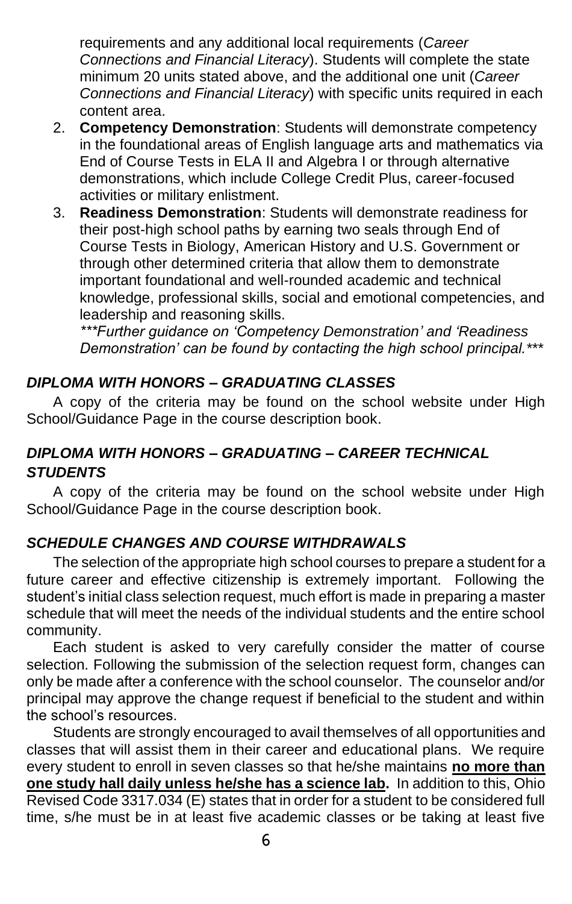requirements and any additional local requirements (*Career Connections and Financial Literacy*). Students will complete the state minimum 20 units stated above, and the additional one unit (*Career Connections and Financial Literacy*) with specific units required in each content area.

2. **Competency Demonstration**: Students will demonstrate competency in the foundational areas of English language arts and mathematics via End of Course Tests in ELA II and Algebra I or through alternative demonstrations, which include College Credit Plus, career-focused activities or military enlistment.
3. **Readiness Demonstration**: Students will demonstrate readiness for their post-high school paths by earning two seals through End of Course Tests in Biology, American History and U.S. Government or through other determined criteria that allow them to demonstrate important foundational and well-rounded academic and technical knowledge, professional skills, social and emotional competencies, and leadership and reasoning skills.

   ****Further guidance on 'Competency Demonstration' and 'Readiness Demonstration' can be found by contacting the high school principal.****

### *DIPLOMA WITH HONORS – GRADUATING CLASSES*

A copy of the criteria may be found on the school website under High School/Guidance Page in the course description book.

### *DIPLOMA WITH HONORS – GRADUATING – CAREER TECHNICAL STUDENTS*

A copy of the criteria may be found on the school website under High School/Guidance Page in the course description book.

### *SCHEDULE CHANGES AND COURSE WITHDRAWALS*

The selection of the appropriate high school courses to prepare a student for a future career and effective citizenship is extremely important. Following the student's initial class selection request, much effort is made in preparing a master schedule that will meet the needs of the individual students and the entire school community.

Each student is asked to very carefully consider the matter of course selection. Following the submission of the selection request form, changes can only be made after a conference with the school counselor. The counselor and/or principal may approve the change request if beneficial to the student and within the school's resources.

Students are strongly encouraged to avail themselves of all opportunities and classes that will assist them in their career and educational plans. We require every student to enroll in seven classes so that he/she maintains **no more than one study hall daily unless he/she has a science lab.** In addition to this, Ohio Revised Code 3317.034 (E) states that in order for a student to be considered full time, s/he must be in at least five academic classes or be taking at least five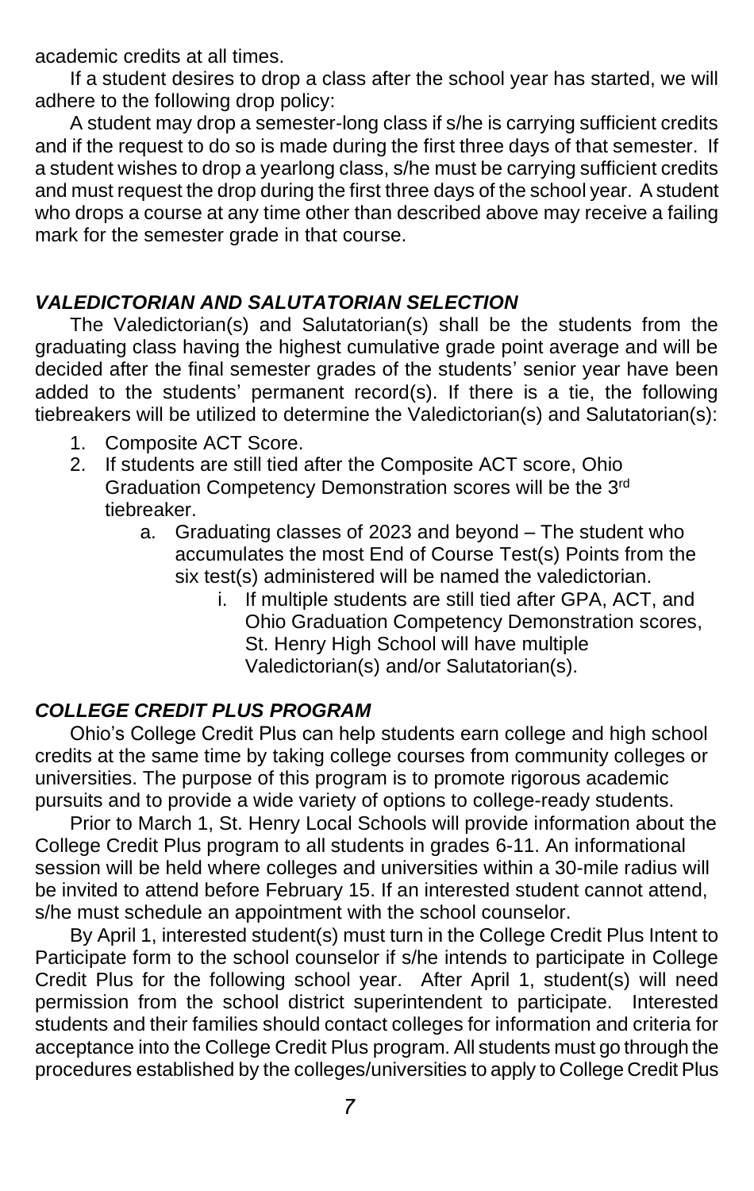academic credits at all times.

If a student desires to drop a class after the school year has started, we will adhere to the following drop policy:

A student may drop a semester-long class if s/he is carrying sufficient credits and if the request to do so is made during the first three days of that semester. If a student wishes to drop a yearlong class, s/he must be carrying sufficient credits and must request the drop during the first three days of the school year. A student who drops a course at any time other than described above may receive a failing mark for the semester grade in that course.

### ***VALEDICTORIAN AND SALUTATORIAN SELECTION***

The Valedictorian(s) and Salutatorian(s) shall be the students from the graduating class having the highest cumulative grade point average and will be decided after the final semester grades of the students' senior year have been added to the students' permanent record(s). If there is a tie, the following tiebreakers will be utilized to determine the Valedictorian(s) and Salutatorian(s):

1. Composite ACT Score.
2. If students are still tied after the Composite ACT score, Ohio Graduation Competency Demonstration scores will be the 3rd tiebreaker.
    a. Graduating classes of 2023 and beyond – The student who accumulates the most End of Course Test(s) Points from the six test(s) administered will be named the valedictorian.
        i. If multiple students are still tied after GPA, ACT, and Ohio Graduation Competency Demonstration scores, St. Henry High School will have multiple Valedictorian(s) and/or Salutatorian(s).

### ***COLLEGE CREDIT PLUS PROGRAM***

Ohio's College Credit Plus can help students earn college and high school credits at the same time by taking college courses from community colleges or universities. The purpose of this program is to promote rigorous academic pursuits and to provide a wide variety of options to college-ready students.

Prior to March 1, St. Henry Local Schools will provide information about the College Credit Plus program to all students in grades 6-11. An informational session will be held where colleges and universities within a 30-mile radius will be invited to attend before February 15. If an interested student cannot attend, s/he must schedule an appointment with the school counselor.

By April 1, interested student(s) must turn in the College Credit Plus Intent to Participate form to the school counselor if s/he intends to participate in College Credit Plus for the following school year. After April 1, student(s) will need permission from the school district superintendent to participate. Interested students and their families should contact colleges for information and criteria for acceptance into the College Credit Plus program. All students must go through the procedures established by the colleges/universities to apply to College Credit Plus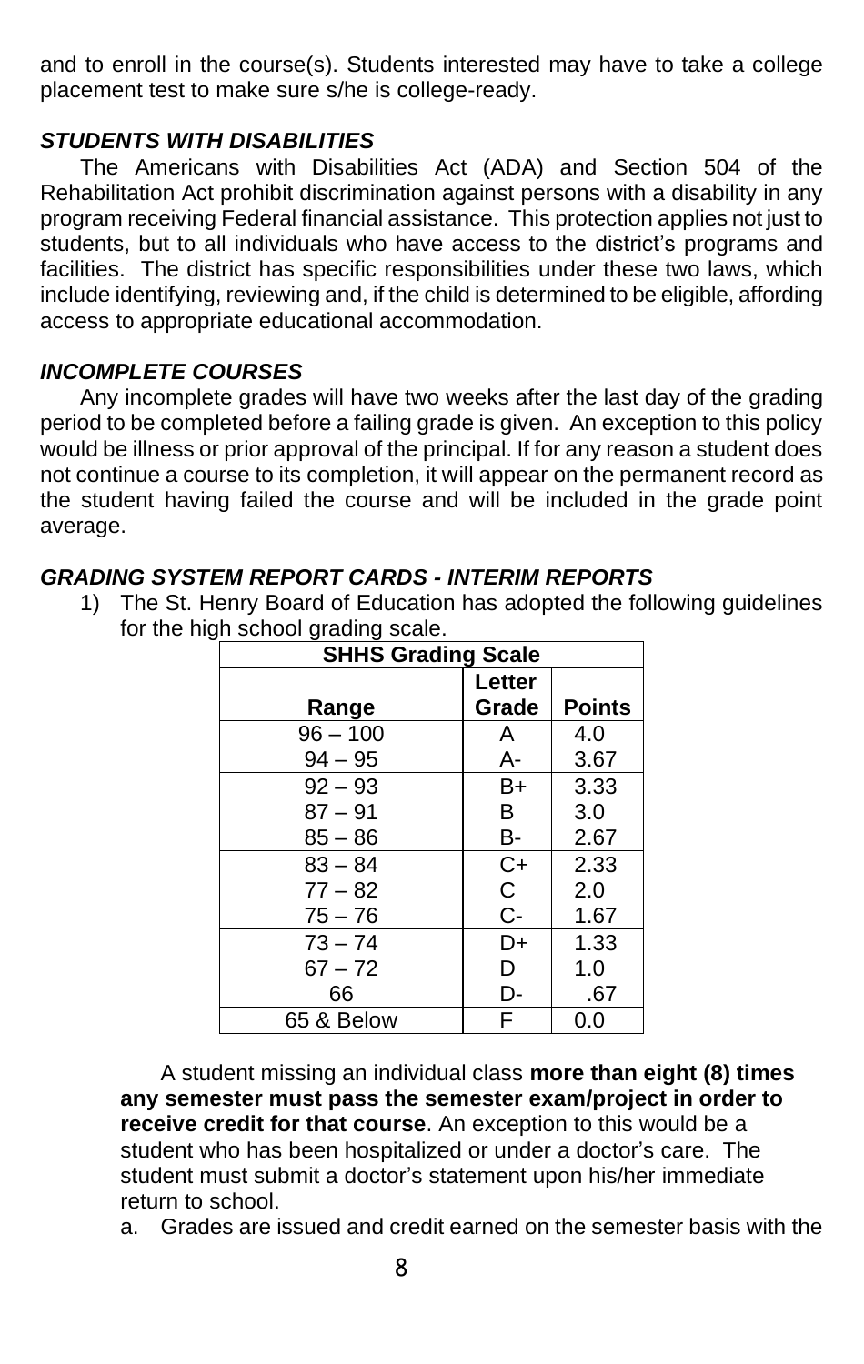and to enroll in the course(s). Students interested may have to take a college placement test to make sure s/he is college-ready.

### *STUDENTS WITH DISABILITIES*

The Americans with Disabilities Act (ADA) and Section 504 of the Rehabilitation Act prohibit discrimination against persons with a disability in any program receiving Federal financial assistance. This protection applies not just to students, but to all individuals who have access to the district's programs and facilities. The district has specific responsibilities under these two laws, which include identifying, reviewing and, if the child is determined to be eligible, affording access to appropriate educational accommodation.

### *INCOMPLETE COURSES*

Any incomplete grades will have two weeks after the last day of the grading period to be completed before a failing grade is given. An exception to this policy would be illness or prior approval of the principal. If for any reason a student does not continue a course to its completion, it will appear on the permanent record as the student having failed the course and will be included in the grade point average.

### *GRADING SYSTEM REPORT CARDS - INTERIM REPORTS*

1) The St. Henry Board of Education has adopted the following guidelines for the high school grading scale.

| SHHS Grading Scale | | |
|---|---|---|
| Range | Letter Grade | Points |
| 96 – 100 | A | 4.0 |
| 94 – 95 | A- | 3.67 |
| 92 – 93 | B+ | 3.33 |
| 87 – 91 | B | 3.0 |
| 85 – 86 | B- | 2.67 |
| 83 – 84 | C+ | 2.33 |
| 77 – 82 | C | 2.0 |
| 75 – 76 | C- | 1.67 |
| 73 – 74 | D+ | 1.33 |
| 67 – 72 | D | 1.0 |
| 66 | D- | .67 |
| 65 & Below | F | 0.0 |

A student missing an individual class **more than eight (8) times any semester must pass the semester exam/project in order to receive credit for that course**. An exception to this would be a student who has been hospitalized or under a doctor's care. The student must submit a doctor's statement upon his/her immediate return to school.

a. Grades are issued and credit earned on the semester basis with the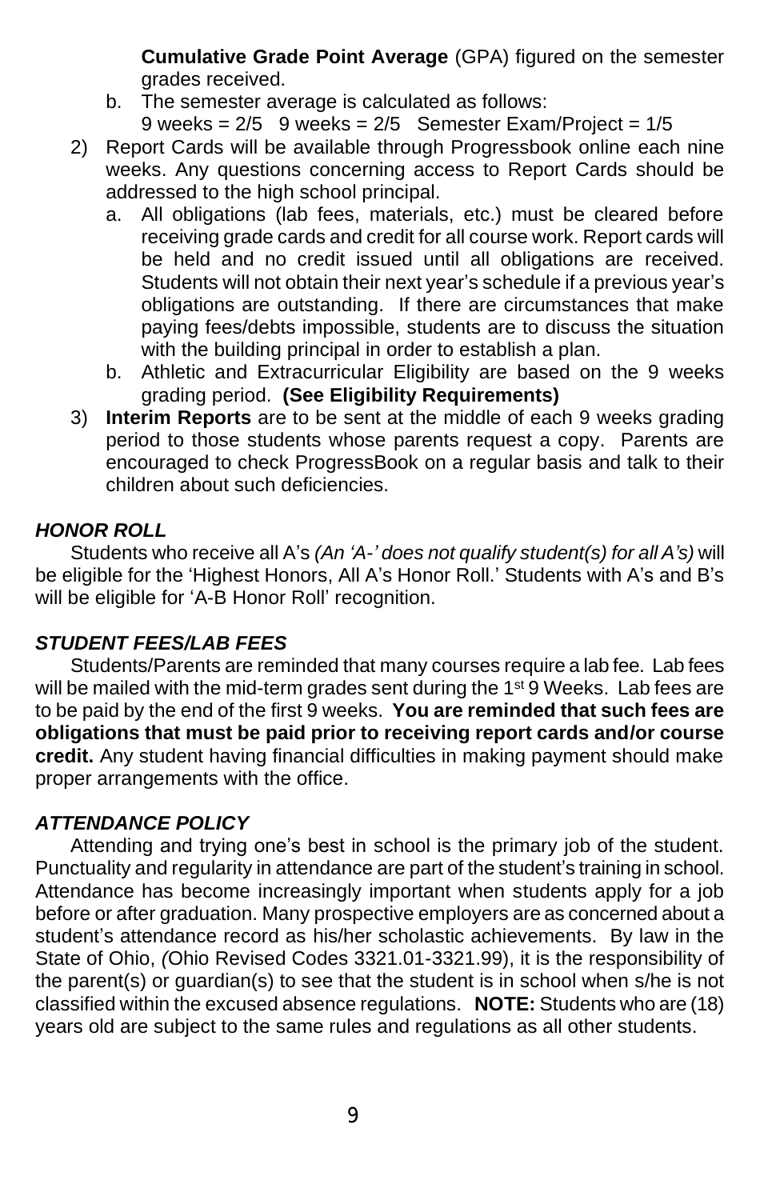**Cumulative Grade Point Average** (GPA) figured on the semester grades received.

   b. The semester average is calculated as follows:
      9 weeks = 2/5   9 weeks = 2/5   Semester Exam/Project = 1/5

2) Report Cards will be available through Progressbook online each nine weeks. Any questions concerning access to Report Cards should be addressed to the high school principal.
   a. All obligations (lab fees, materials, etc.) must be cleared before receiving grade cards and credit for all course work. Report cards will be held and no credit issued until all obligations are received. Students will not obtain their next year's schedule if a previous year's obligations are outstanding. If there are circumstances that make paying fees/debts impossible, students are to discuss the situation with the building principal in order to establish a plan.
   b. Athletic and Extracurricular Eligibility are based on the 9 weeks grading period. **(See Eligibility Requirements)**

3) **Interim Reports** are to be sent at the middle of each 9 weeks grading period to those students whose parents request a copy. Parents are encouraged to check ProgressBook on a regular basis and talk to their children about such deficiencies.

### *HONOR ROLL*

Students who receive all A's *(An 'A-' does not qualify student(s) for all A's)* will be eligible for the 'Highest Honors, All A's Honor Roll.' Students with A's and B's will be eligible for 'A-B Honor Roll' recognition.

### *STUDENT FEES/LAB FEES*

Students/Parents are reminded that many courses require a lab fee. Lab fees will be mailed with the mid-term grades sent during the 1st 9 Weeks. Lab fees are to be paid by the end of the first 9 weeks. **You are reminded that such fees are obligations that must be paid prior to receiving report cards and/or course credit.** Any student having financial difficulties in making payment should make proper arrangements with the office.

### *ATTENDANCE POLICY*

Attending and trying one's best in school is the primary job of the student. Punctuality and regularity in attendance are part of the student's training in school. Attendance has become increasingly important when students apply for a job before or after graduation. Many prospective employers are as concerned about a student's attendance record as his/her scholastic achievements. By law in the State of Ohio, *(*Ohio Revised Codes 3321.01-3321.99), it is the responsibility of the parent(s) or guardian(s) to see that the student is in school when s/he is not classified within the excused absence regulations. **NOTE:** Students who are (18) years old are subject to the same rules and regulations as all other students.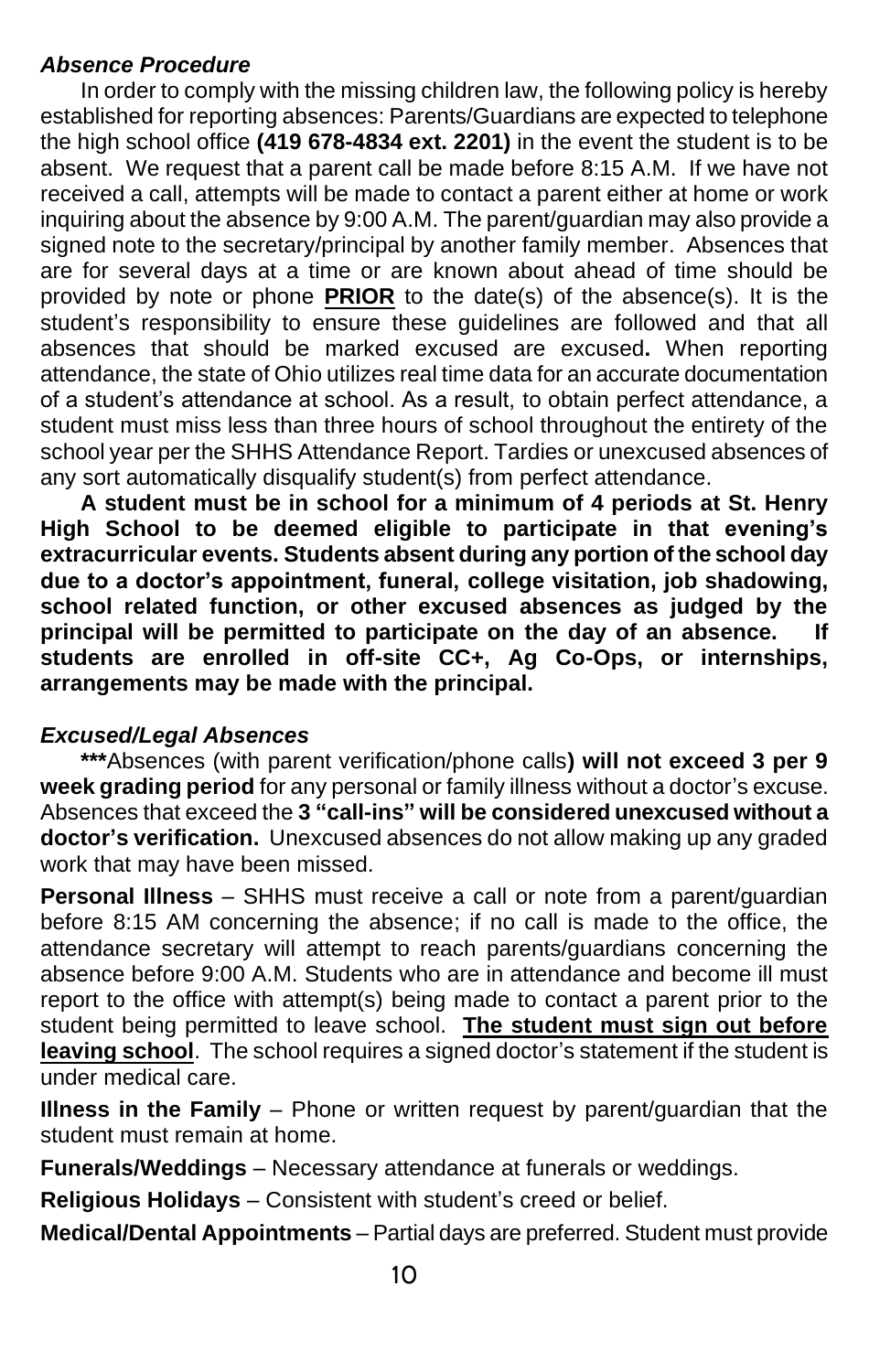### *Absence Procedure*

In order to comply with the missing children law, the following policy is hereby established for reporting absences: Parents/Guardians are expected to telephone the high school office **(419 678-4834 ext. 2201)** in the event the student is to be absent. We request that a parent call be made before 8:15 A.M. If we have not received a call, attempts will be made to contact a parent either at home or work inquiring about the absence by 9:00 A.M. The parent/guardian may also provide a signed note to the secretary/principal by another family member. Absences that are for several days at a time or are known about ahead of time should be provided by note or phone **PRIOR** to the date(s) of the absence(s). It is the student's responsibility to ensure these guidelines are followed and that all absences that should be marked excused are excused**.** When reporting attendance, the state of Ohio utilizes real time data for an accurate documentation of a student's attendance at school. As a result, to obtain perfect attendance, a student must miss less than three hours of school throughout the entirety of the school year per the SHHS Attendance Report. Tardies or unexcused absences of any sort automatically disqualify student(s) from perfect attendance.

**A student must be in school for a minimum of 4 periods at St. Henry High School to be deemed eligible to participate in that evening's extracurricular events. Students absent during any portion of the school day due to a doctor's appointment, funeral, college visitation, job shadowing, school related function, or other excused absences as judged by the principal will be permitted to participate on the day of an absence. If students are enrolled in off-site CC+, Ag Co-Ops, or internships, arrangements may be made with the principal.**

### *Excused/Legal Absences*

**\*\*\***Absences (with parent verification/phone calls**) will not exceed 3 per 9 week grading period** for any personal or family illness without a doctor's excuse. Absences that exceed the **3 "call-ins" will be considered unexcused without a doctor's verification.** Unexcused absences do not allow making up any graded work that may have been missed.

**Personal Illness** – SHHS must receive a call or note from a parent/guardian before 8:15 AM concerning the absence; if no call is made to the office, the attendance secretary will attempt to reach parents/guardians concerning the absence before 9:00 A.M. Students who are in attendance and become ill must report to the office with attempt(s) being made to contact a parent prior to the student being permitted to leave school. **The student must sign out before leaving school**. The school requires a signed doctor's statement if the student is under medical care.

**Illness in the Family** – Phone or written request by parent/guardian that the student must remain at home.

**Funerals/Weddings** – Necessary attendance at funerals or weddings.

**Religious Holidays** – Consistent with student's creed or belief.

**Medical/Dental Appointments** – Partial days are preferred. Student must provide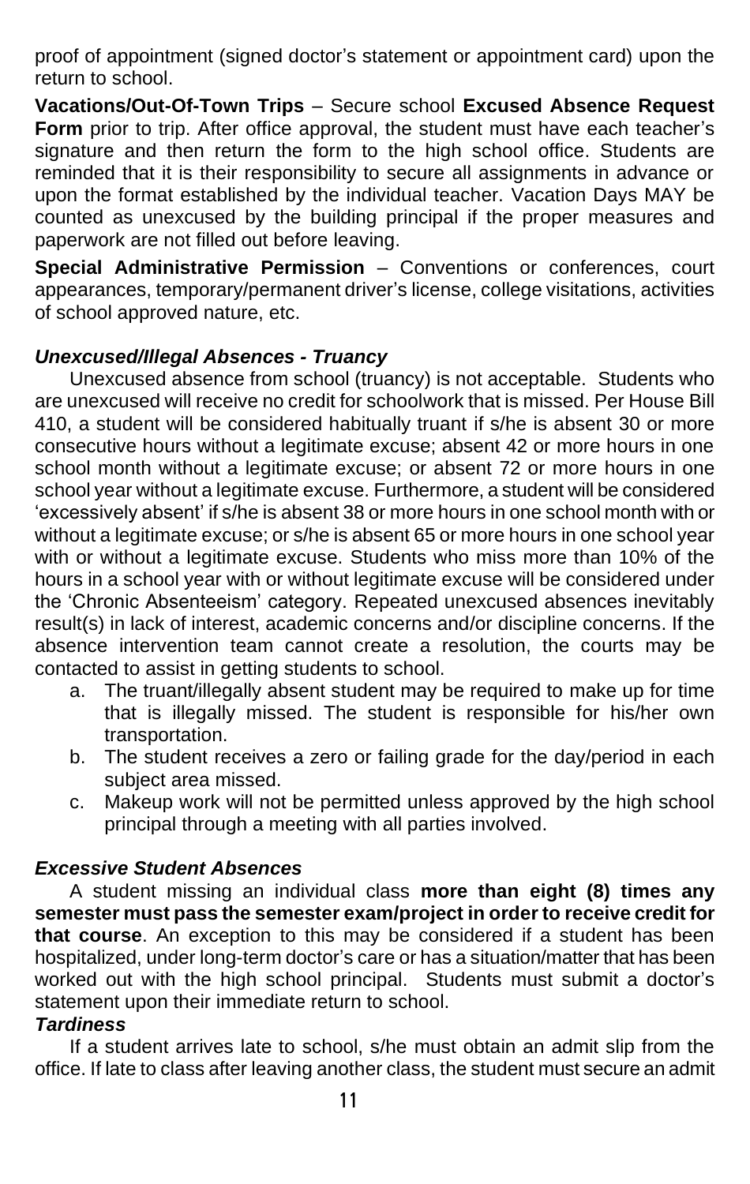proof of appointment (signed doctor's statement or appointment card) upon the return to school.

**Vacations/Out-Of-Town Trips** – Secure school **Excused Absence Request Form** prior to trip. After office approval, the student must have each teacher's signature and then return the form to the high school office. Students are reminded that it is their responsibility to secure all assignments in advance or upon the format established by the individual teacher. Vacation Days MAY be counted as unexcused by the building principal if the proper measures and paperwork are not filled out before leaving.

**Special Administrative Permission** – Conventions or conferences, court appearances, temporary/permanent driver's license, college visitations, activities of school approved nature, etc.

### *Unexcused/Illegal Absences - Truancy*

Unexcused absence from school (truancy) is not acceptable. Students who are unexcused will receive no credit for schoolwork that is missed. Per House Bill 410, a student will be considered habitually truant if s/he is absent 30 or more consecutive hours without a legitimate excuse; absent 42 or more hours in one school month without a legitimate excuse; or absent 72 or more hours in one school year without a legitimate excuse. Furthermore, a student will be considered 'excessively absent' if s/he is absent 38 or more hours in one school month with or without a legitimate excuse; or s/he is absent 65 or more hours in one school year with or without a legitimate excuse. Students who miss more than 10% of the hours in a school year with or without legitimate excuse will be considered under the 'Chronic Absenteeism' category. Repeated unexcused absences inevitably result(s) in lack of interest, academic concerns and/or discipline concerns. If the absence intervention team cannot create a resolution, the courts may be contacted to assist in getting students to school.

a. The truant/illegally absent student may be required to make up for time that is illegally missed. The student is responsible for his/her own transportation.
b. The student receives a zero or failing grade for the day/period in each subject area missed.
c. Makeup work will not be permitted unless approved by the high school principal through a meeting with all parties involved.

### *Excessive Student Absences*

A student missing an individual class **more than eight (8) times any semester must pass the semester exam/project in order to receive credit for that course**. An exception to this may be considered if a student has been hospitalized, under long-term doctor's care or has a situation/matter that has been worked out with the high school principal. Students must submit a doctor's statement upon their immediate return to school.

### *Tardiness*

If a student arrives late to school, s/he must obtain an admit slip from the office. If late to class after leaving another class, the student must secure an admit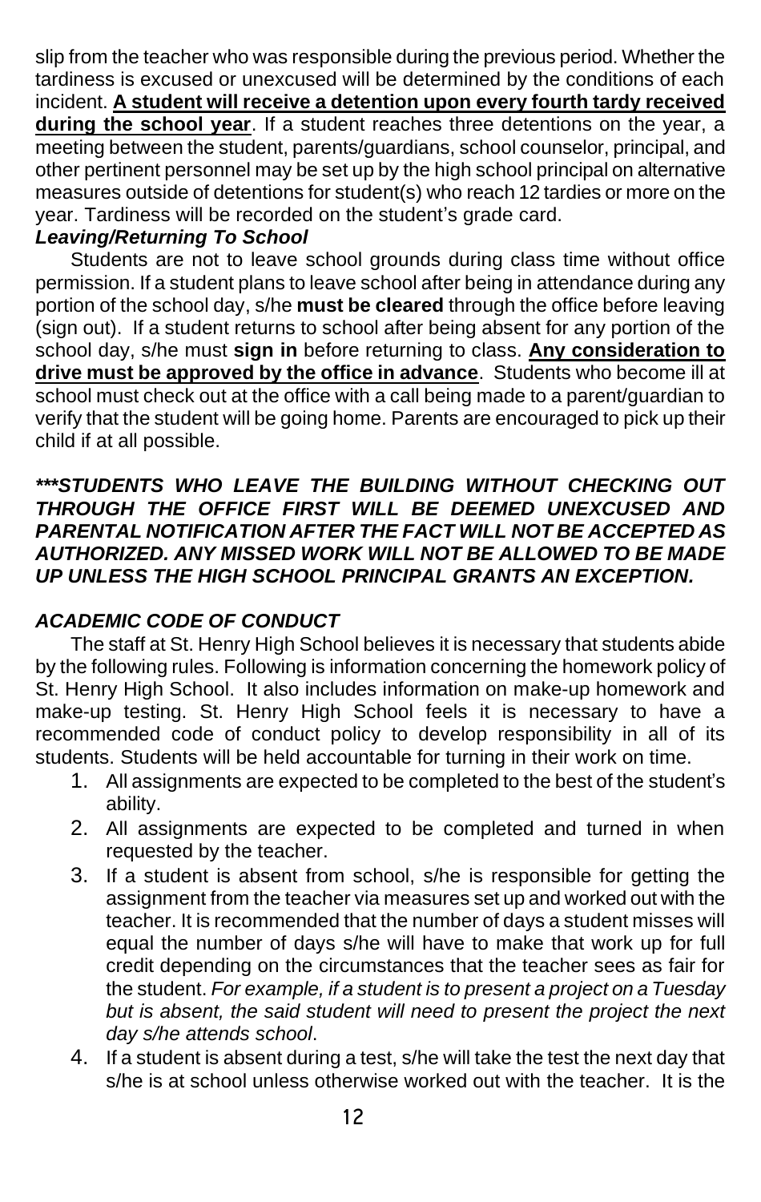slip from the teacher who was responsible during the previous period. Whether the tardiness is excused or unexcused will be determined by the conditions of each incident. **A student will receive a detention upon every fourth tardy received during the school year**. If a student reaches three detentions on the year, a meeting between the student, parents/guardians, school counselor, principal, and other pertinent personnel may be set up by the high school principal on alternative measures outside of detentions for student(s) who reach 12 tardies or more on the year. Tardiness will be recorded on the student's grade card.

***Leaving/Returning To School***

Students are not to leave school grounds during class time without office permission. If a student plans to leave school after being in attendance during any portion of the school day, s/he **must be cleared** through the office before leaving (sign out). If a student returns to school after being absent for any portion of the school day, s/he must **sign in** before returning to class. **Any consideration to drive must be approved by the office in advance**. Students who become ill at school must check out at the office with a call being made to a parent/guardian to verify that the student will be going home. Parents are encouraged to pick up their child if at all possible.

***\*\*\*STUDENTS WHO LEAVE THE BUILDING WITHOUT CHECKING OUT THROUGH THE OFFICE FIRST WILL BE DEEMED UNEXCUSED AND PARENTAL NOTIFICATION AFTER THE FACT WILL NOT BE ACCEPTED AS AUTHORIZED. ANY MISSED WORK WILL NOT BE ALLOWED TO BE MADE UP UNLESS THE HIGH SCHOOL PRINCIPAL GRANTS AN EXCEPTION.***

***ACADEMIC CODE OF CONDUCT***

The staff at St. Henry High School believes it is necessary that students abide by the following rules. Following is information concerning the homework policy of St. Henry High School. It also includes information on make-up homework and make-up testing. St. Henry High School feels it is necessary to have a recommended code of conduct policy to develop responsibility in all of its students. Students will be held accountable for turning in their work on time.

1. All assignments are expected to be completed to the best of the student's ability.
2. All assignments are expected to be completed and turned in when requested by the teacher.
3. If a student is absent from school, s/he is responsible for getting the assignment from the teacher via measures set up and worked out with the teacher. It is recommended that the number of days a student misses will equal the number of days s/he will have to make that work up for full credit depending on the circumstances that the teacher sees as fair for the student. *For example, if a student is to present a project on a Tuesday but is absent, the said student will need to present the project the next day s/he attends school*.
4. If a student is absent during a test, s/he will take the test the next day that s/he is at school unless otherwise worked out with the teacher. It is the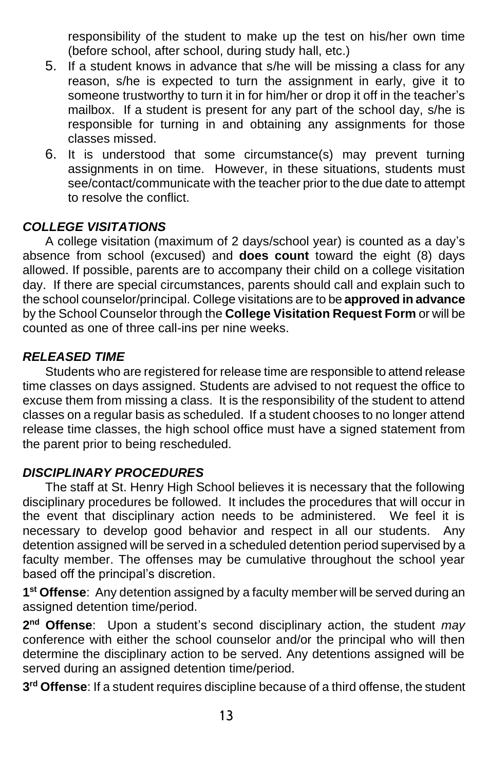responsibility of the student to make up the test on his/her own time (before school, after school, during study hall, etc.)

5. If a student knows in advance that s/he will be missing a class for any reason, s/he is expected to turn the assignment in early, give it to someone trustworthy to turn it in for him/her or drop it off in the teacher's mailbox. If a student is present for any part of the school day, s/he is responsible for turning in and obtaining any assignments for those classes missed.
6. It is understood that some circumstance(s) may prevent turning assignments in on time. However, in these situations, students must see/contact/communicate with the teacher prior to the due date to attempt to resolve the conflict.

### *COLLEGE VISITATIONS*

A college visitation (maximum of 2 days/school year) is counted as a day's absence from school (excused) and **does count** toward the eight (8) days allowed. If possible, parents are to accompany their child on a college visitation day. If there are special circumstances, parents should call and explain such to the school counselor/principal. College visitations are to be **approved in advance** by the School Counselor through the **College Visitation Request Form** or will be counted as one of three call-ins per nine weeks.

### *RELEASED TIME*

Students who are registered for release time are responsible to attend release time classes on days assigned. Students are advised to not request the office to excuse them from missing a class. It is the responsibility of the student to attend classes on a regular basis as scheduled. If a student chooses to no longer attend release time classes, the high school office must have a signed statement from the parent prior to being rescheduled.

### *DISCIPLINARY PROCEDURES*

The staff at St. Henry High School believes it is necessary that the following disciplinary procedures be followed. It includes the procedures that will occur in the event that disciplinary action needs to be administered. We feel it is necessary to develop good behavior and respect in all our students. Any detention assigned will be served in a scheduled detention period supervised by a faculty member. The offenses may be cumulative throughout the school year based off the principal's discretion.

**1st Offense**: Any detention assigned by a faculty member will be served during an assigned detention time/period.

**2nd Offense**: Upon a student's second disciplinary action, the student *may* conference with either the school counselor and/or the principal who will then determine the disciplinary action to be served. Any detentions assigned will be served during an assigned detention time/period.

**3rd Offense**: If a student requires discipline because of a third offense, the student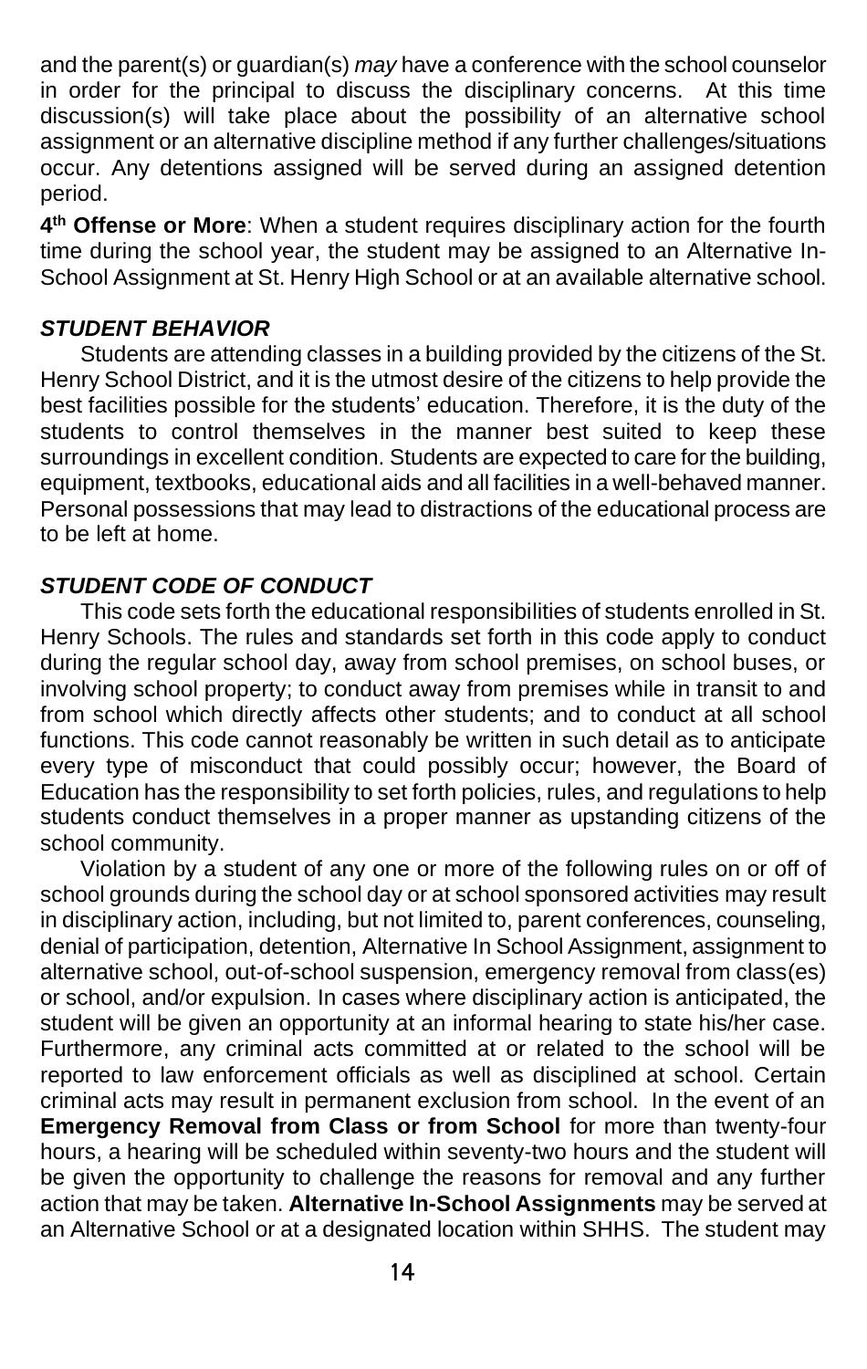and the parent(s) or guardian(s) *may* have a conference with the school counselor in order for the principal to discuss the disciplinary concerns. At this time discussion(s) will take place about the possibility of an alternative school assignment or an alternative discipline method if any further challenges/situations occur. Any detentions assigned will be served during an assigned detention period.

**4th Offense or More**: When a student requires disciplinary action for the fourth time during the school year, the student may be assigned to an Alternative In-School Assignment at St. Henry High School or at an available alternative school.

### *STUDENT BEHAVIOR*

Students are attending classes in a building provided by the citizens of the St. Henry School District, and it is the utmost desire of the citizens to help provide the best facilities possible for the students' education. Therefore, it is the duty of the students to control themselves in the manner best suited to keep these surroundings in excellent condition. Students are expected to care for the building, equipment, textbooks, educational aids and all facilities in a well-behaved manner. Personal possessions that may lead to distractions of the educational process are to be left at home.

### *STUDENT CODE OF CONDUCT*

This code sets forth the educational responsibilities of students enrolled in St. Henry Schools. The rules and standards set forth in this code apply to conduct during the regular school day, away from school premises, on school buses, or involving school property; to conduct away from premises while in transit to and from school which directly affects other students; and to conduct at all school functions. This code cannot reasonably be written in such detail as to anticipate every type of misconduct that could possibly occur; however, the Board of Education has the responsibility to set forth policies, rules, and regulations to help students conduct themselves in a proper manner as upstanding citizens of the school community.

Violation by a student of any one or more of the following rules on or off of school grounds during the school day or at school sponsored activities may result in disciplinary action, including, but not limited to, parent conferences, counseling, denial of participation, detention, Alternative In School Assignment, assignment to alternative school, out-of-school suspension, emergency removal from class(es) or school, and/or expulsion. In cases where disciplinary action is anticipated, the student will be given an opportunity at an informal hearing to state his/her case. Furthermore, any criminal acts committed at or related to the school will be reported to law enforcement officials as well as disciplined at school. Certain criminal acts may result in permanent exclusion from school. In the event of an **Emergency Removal from Class or from School** for more than twenty-four hours, a hearing will be scheduled within seventy-two hours and the student will be given the opportunity to challenge the reasons for removal and any further action that may be taken. **Alternative In-School Assignments** may be served at an Alternative School or at a designated location within SHHS. The student may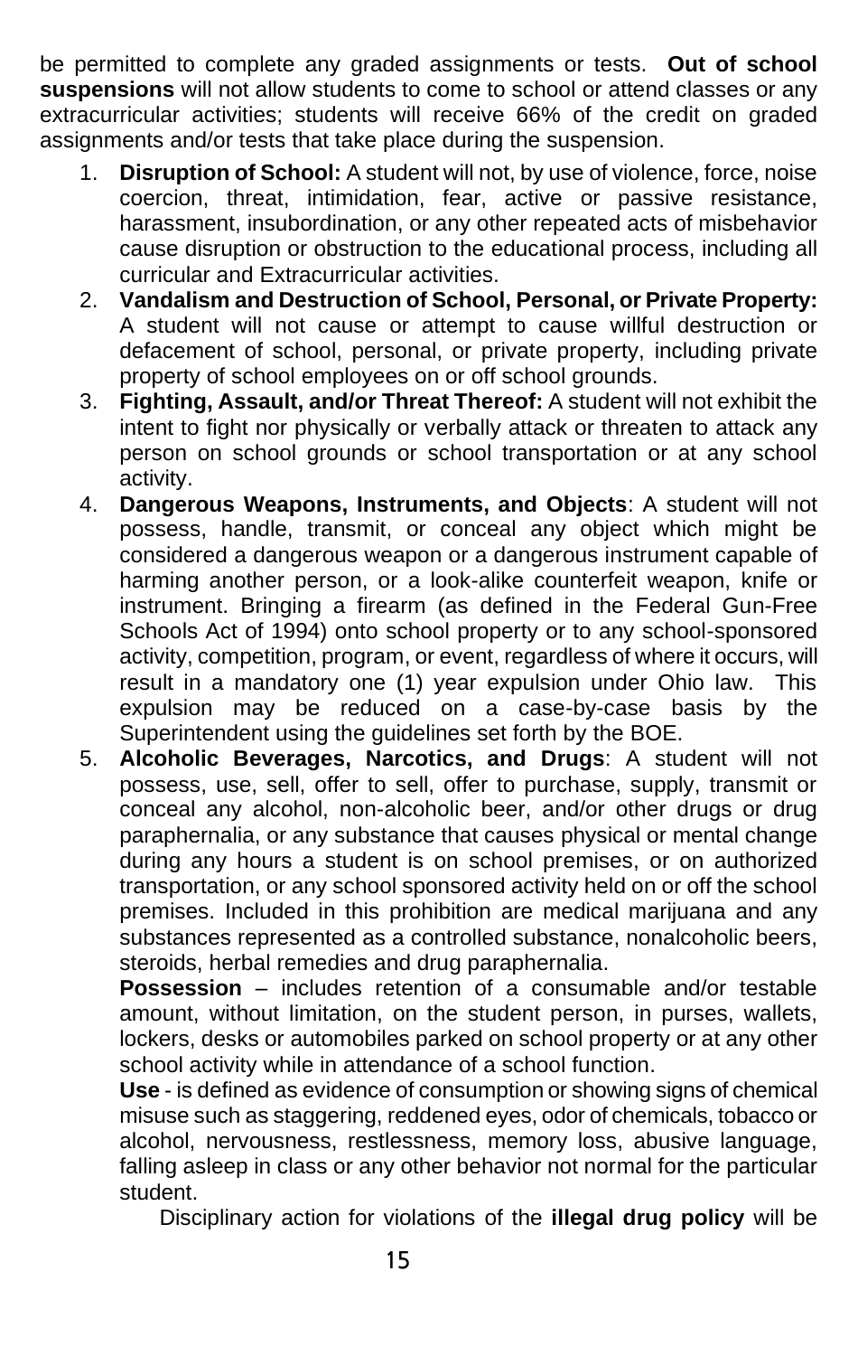be permitted to complete any graded assignments or tests. **Out of school suspensions** will not allow students to come to school or attend classes or any extracurricular activities; students will receive 66% of the credit on graded assignments and/or tests that take place during the suspension.

1. **Disruption of School:** A student will not, by use of violence, force, noise coercion, threat, intimidation, fear, active or passive resistance, harassment, insubordination, or any other repeated acts of misbehavior cause disruption or obstruction to the educational process, including all curricular and Extracurricular activities.
2. **Vandalism and Destruction of School, Personal, or Private Property:** A student will not cause or attempt to cause willful destruction or defacement of school, personal, or private property, including private property of school employees on or off school grounds.
3. **Fighting, Assault, and/or Threat Thereof:** A student will not exhibit the intent to fight nor physically or verbally attack or threaten to attack any person on school grounds or school transportation or at any school activity.
4. **Dangerous Weapons, Instruments, and Objects**: A student will not possess, handle, transmit, or conceal any object which might be considered a dangerous weapon or a dangerous instrument capable of harming another person, or a look-alike counterfeit weapon, knife or instrument. Bringing a firearm (as defined in the Federal Gun-Free Schools Act of 1994) onto school property or to any school-sponsored activity, competition, program, or event, regardless of where it occurs, will result in a mandatory one (1) year expulsion under Ohio law. This expulsion may be reduced on a case-by-case basis by the Superintendent using the guidelines set forth by the BOE.
5. **Alcoholic Beverages, Narcotics, and Drugs**: A student will not possess, use, sell, offer to sell, offer to purchase, supply, transmit or conceal any alcohol, non-alcoholic beer, and/or other drugs or drug paraphernalia, or any substance that causes physical or mental change during any hours a student is on school premises, or on authorized transportation, or any school sponsored activity held on or off the school premises. Included in this prohibition are medical marijuana and any substances represented as a controlled substance, nonalcoholic beers, steroids, herbal remedies and drug paraphernalia.

   **Possession** – includes retention of a consumable and/or testable amount, without limitation, on the student person, in purses, wallets, lockers, desks or automobiles parked on school property or at any other school activity while in attendance of a school function.

   **Use** - is defined as evidence of consumption or showing signs of chemical misuse such as staggering, reddened eyes, odor of chemicals, tobacco or alcohol, nervousness, restlessness, memory loss, abusive language, falling asleep in class or any other behavior not normal for the particular student.

   Disciplinary action for violations of the **illegal drug policy** will be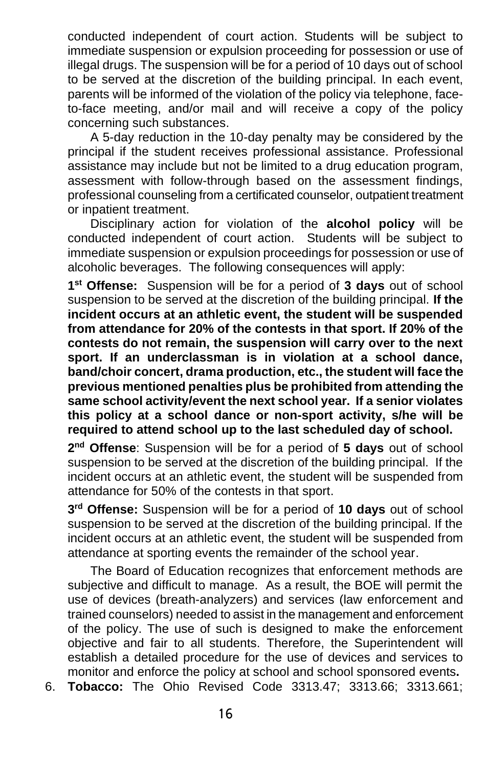conducted independent of court action. Students will be subject to immediate suspension or expulsion proceeding for possession or use of illegal drugs. The suspension will be for a period of 10 days out of school to be served at the discretion of the building principal. In each event, parents will be informed of the violation of the policy via telephone, face-to-face meeting, and/or mail and will receive a copy of the policy concerning such substances.

A 5-day reduction in the 10-day penalty may be considered by the principal if the student receives professional assistance. Professional assistance may include but not be limited to a drug education program, assessment with follow-through based on the assessment findings, professional counseling from a certificated counselor, outpatient treatment or inpatient treatment.

Disciplinary action for violation of the **alcohol policy** will be conducted independent of court action. Students will be subject to immediate suspension or expulsion proceedings for possession or use of alcoholic beverages. The following consequences will apply:

**1st Offense:** Suspension will be for a period of **3 days** out of school suspension to be served at the discretion of the building principal. **If the incident occurs at an athletic event, the student will be suspended from attendance for 20% of the contests in that sport. If 20% of the contests do not remain, the suspension will carry over to the next sport. If an underclassman is in violation at a school dance, band/choir concert, drama production, etc., the student will face the previous mentioned penalties plus be prohibited from attending the same school activity/event the next school year. If a senior violates this policy at a school dance or non-sport activity, s/he will be required to attend school up to the last scheduled day of school.**

**2nd Offense**: Suspension will be for a period of **5 days** out of school suspension to be served at the discretion of the building principal. If the incident occurs at an athletic event, the student will be suspended from attendance for 50% of the contests in that sport.

**3rd Offense:** Suspension will be for a period of **10 days** out of school suspension to be served at the discretion of the building principal. If the incident occurs at an athletic event, the student will be suspended from attendance at sporting events the remainder of the school year.

The Board of Education recognizes that enforcement methods are subjective and difficult to manage. As a result, the BOE will permit the use of devices (breath-analyzers) and services (law enforcement and trained counselors) needed to assist in the management and enforcement of the policy. The use of such is designed to make the enforcement objective and fair to all students. Therefore, the Superintendent will establish a detailed procedure for the use of devices and services to monitor and enforce the policy at school and school sponsored events**.**

6. **Tobacco:** The Ohio Revised Code 3313.47; 3313.66; 3313.661;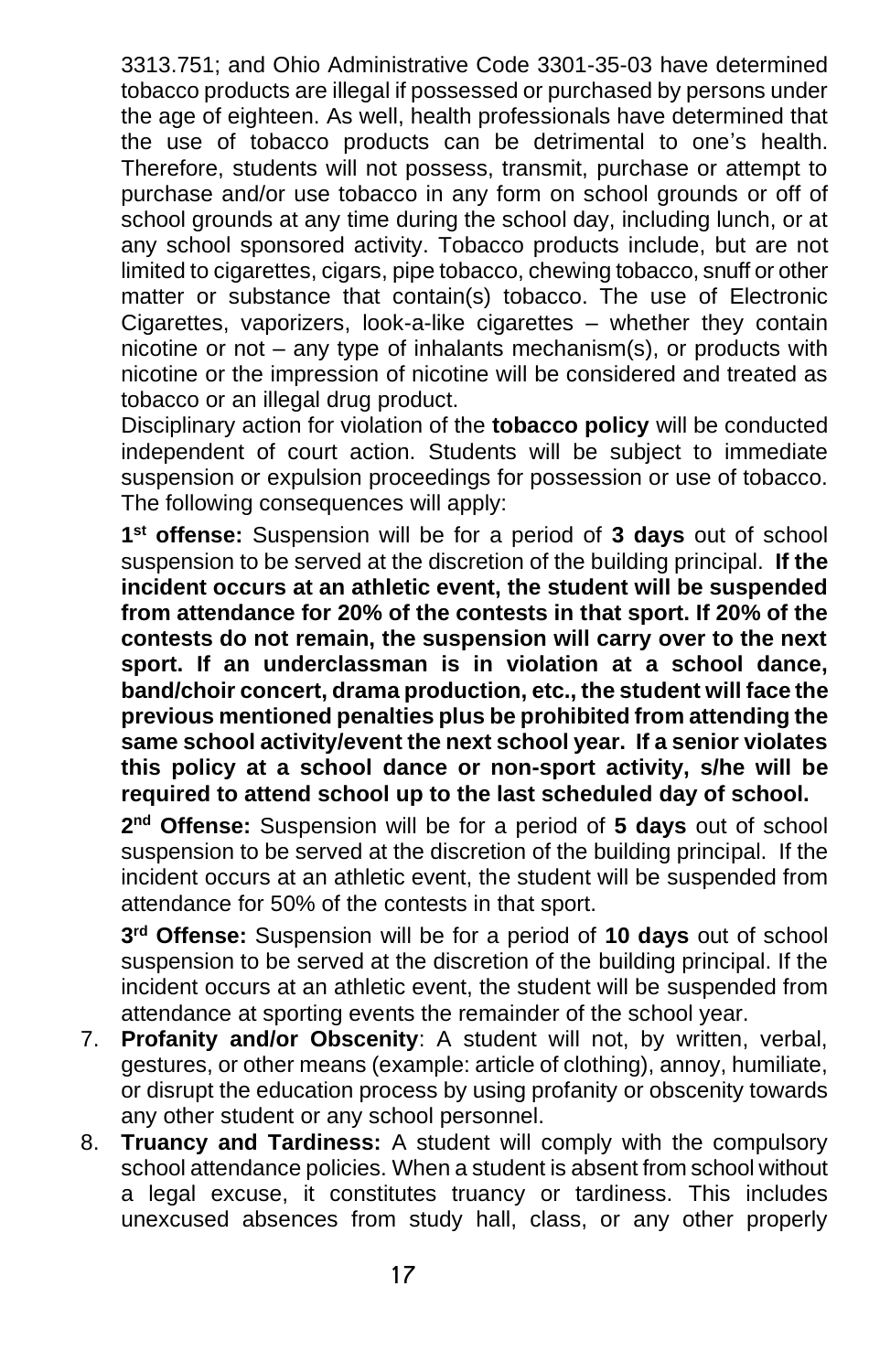3313.751; and Ohio Administrative Code 3301-35-03 have determined tobacco products are illegal if possessed or purchased by persons under the age of eighteen. As well, health professionals have determined that the use of tobacco products can be detrimental to one's health. Therefore, students will not possess, transmit, purchase or attempt to purchase and/or use tobacco in any form on school grounds or off of school grounds at any time during the school day, including lunch, or at any school sponsored activity. Tobacco products include, but are not limited to cigarettes, cigars, pipe tobacco, chewing tobacco, snuff or other matter or substance that contain(s) tobacco. The use of Electronic Cigarettes, vaporizers, look-a-like cigarettes – whether they contain nicotine or not – any type of inhalants mechanism(s), or products with nicotine or the impression of nicotine will be considered and treated as tobacco or an illegal drug product.

Disciplinary action for violation of the **tobacco policy** will be conducted independent of court action. Students will be subject to immediate suspension or expulsion proceedings for possession or use of tobacco. The following consequences will apply:

**1st offense:** Suspension will be for a period of **3 days** out of school suspension to be served at the discretion of the building principal. **If the incident occurs at an athletic event, the student will be suspended from attendance for 20% of the contests in that sport. If 20% of the contests do not remain, the suspension will carry over to the next sport. If an underclassman is in violation at a school dance, band/choir concert, drama production, etc., the student will face the previous mentioned penalties plus be prohibited from attending the same school activity/event the next school year. If a senior violates this policy at a school dance or non-sport activity, s/he will be required to attend school up to the last scheduled day of school.**

**2nd Offense:** Suspension will be for a period of **5 days** out of school suspension to be served at the discretion of the building principal. If the incident occurs at an athletic event, the student will be suspended from attendance for 50% of the contests in that sport.

**3rd Offense:** Suspension will be for a period of **10 days** out of school suspension to be served at the discretion of the building principal. If the incident occurs at an athletic event, the student will be suspended from attendance at sporting events the remainder of the school year.

7. **Profanity and/or Obscenity**: A student will not, by written, verbal, gestures, or other means (example: article of clothing), annoy, humiliate, or disrupt the education process by using profanity or obscenity towards any other student or any school personnel.
8. **Truancy and Tardiness:** A student will comply with the compulsory school attendance policies. When a student is absent from school without a legal excuse, it constitutes truancy or tardiness. This includes unexcused absences from study hall, class, or any other properly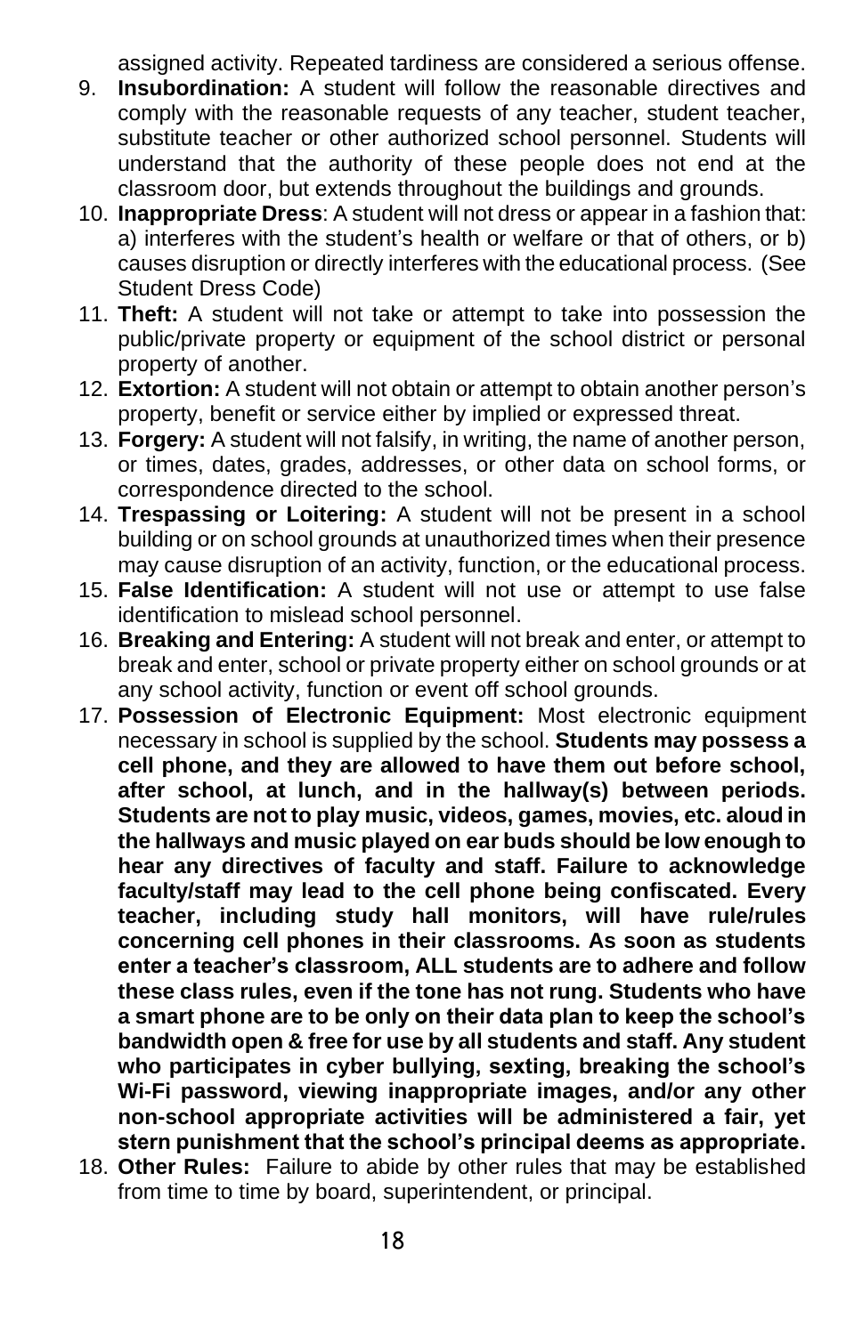assigned activity. Repeated tardiness are considered a serious offense.

9. **Insubordination:** A student will follow the reasonable directives and comply with the reasonable requests of any teacher, student teacher, substitute teacher or other authorized school personnel. Students will understand that the authority of these people does not end at the classroom door, but extends throughout the buildings and grounds.
10. **Inappropriate Dress**: A student will not dress or appear in a fashion that: a) interferes with the student's health or welfare or that of others, or b) causes disruption or directly interferes with the educational process. (See Student Dress Code)
11. **Theft:** A student will not take or attempt to take into possession the public/private property or equipment of the school district or personal property of another.
12. **Extortion:** A student will not obtain or attempt to obtain another person's property, benefit or service either by implied or expressed threat.
13. **Forgery:** A student will not falsify, in writing, the name of another person, or times, dates, grades, addresses, or other data on school forms, or correspondence directed to the school.
14. **Trespassing or Loitering:** A student will not be present in a school building or on school grounds at unauthorized times when their presence may cause disruption of an activity, function, or the educational process.
15. **False Identification:** A student will not use or attempt to use false identification to mislead school personnel.
16. **Breaking and Entering:** A student will not break and enter, or attempt to break and enter, school or private property either on school grounds or at any school activity, function or event off school grounds.
17. **Possession of Electronic Equipment:** Most electronic equipment necessary in school is supplied by the school. **Students may possess a cell phone, and they are allowed to have them out before school, after school, at lunch, and in the hallway(s) between periods. Students are not to play music, videos, games, movies, etc. aloud in the hallways and music played on ear buds should be low enough to hear any directives of faculty and staff. Failure to acknowledge faculty/staff may lead to the cell phone being confiscated. Every teacher, including study hall monitors, will have rule/rules concerning cell phones in their classrooms. As soon as students enter a teacher's classroom, ALL students are to adhere and follow these class rules, even if the tone has not rung. Students who have a smart phone are to be only on their data plan to keep the school's bandwidth open & free for use by all students and staff. Any student who participates in cyber bullying, sexting, breaking the school's Wi-Fi password, viewing inappropriate images, and/or any other non-school appropriate activities will be administered a fair, yet stern punishment that the school's principal deems as appropriate.**
18. **Other Rules:** Failure to abide by other rules that may be established from time to time by board, superintendent, or principal.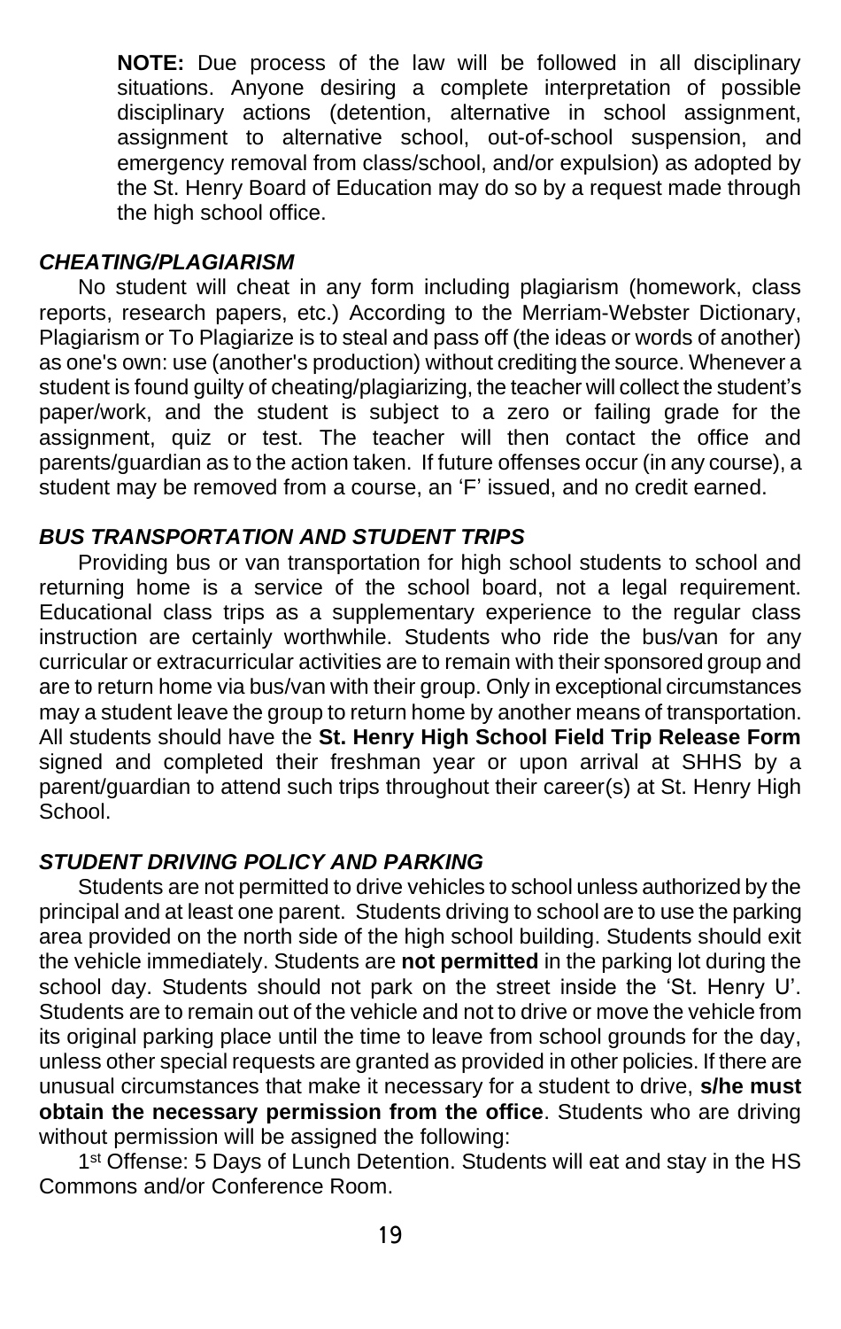**NOTE:** Due process of the law will be followed in all disciplinary situations. Anyone desiring a complete interpretation of possible disciplinary actions (detention, alternative in school assignment, assignment to alternative school, out-of-school suspension, and emergency removal from class/school, and/or expulsion) as adopted by the St. Henry Board of Education may do so by a request made through the high school office.

### *CHEATING/PLAGIARISM*

No student will cheat in any form including plagiarism (homework, class reports, research papers, etc.) According to the Merriam-Webster Dictionary, Plagiarism or To Plagiarize is to steal and pass off (the ideas or words of another) as one's own: use (another's production) without crediting the source. Whenever a student is found guilty of cheating/plagiarizing, the teacher will collect the student's paper/work, and the student is subject to a zero or failing grade for the assignment, quiz or test. The teacher will then contact the office and parents/guardian as to the action taken. If future offenses occur (in any course), a student may be removed from a course, an 'F' issued, and no credit earned.

### *BUS TRANSPORTATION AND STUDENT TRIPS*

Providing bus or van transportation for high school students to school and returning home is a service of the school board, not a legal requirement. Educational class trips as a supplementary experience to the regular class instruction are certainly worthwhile. Students who ride the bus/van for any curricular or extracurricular activities are to remain with their sponsored group and are to return home via bus/van with their group. Only in exceptional circumstances may a student leave the group to return home by another means of transportation. All students should have the **St. Henry High School Field Trip Release Form** signed and completed their freshman year or upon arrival at SHHS by a parent/guardian to attend such trips throughout their career(s) at St. Henry High School.

### *STUDENT DRIVING POLICY AND PARKING*

Students are not permitted to drive vehicles to school unless authorized by the principal and at least one parent. Students driving to school are to use the parking area provided on the north side of the high school building. Students should exit the vehicle immediately. Students are **not permitted** in the parking lot during the school day. Students should not park on the street inside the 'St. Henry U'. Students are to remain out of the vehicle and not to drive or move the vehicle from its original parking place until the time to leave from school grounds for the day, unless other special requests are granted as provided in other policies. If there are unusual circumstances that make it necessary for a student to drive, **s/he must obtain the necessary permission from the office**. Students who are driving without permission will be assigned the following:

1st Offense: 5 Days of Lunch Detention. Students will eat and stay in the HS Commons and/or Conference Room.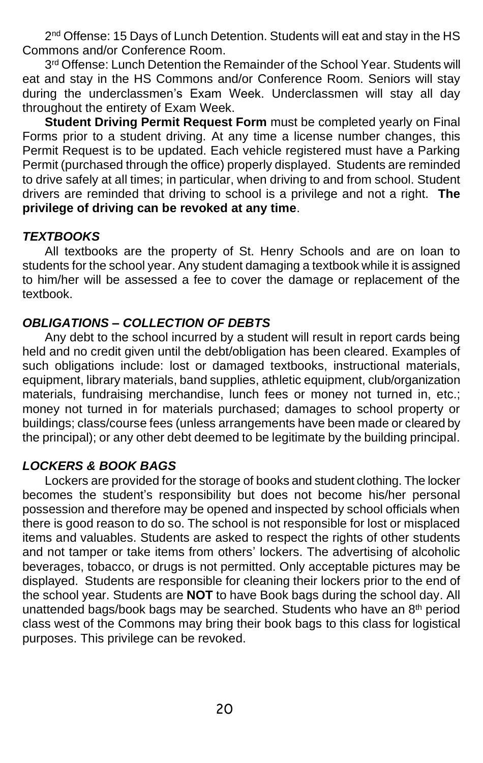2nd Offense: 15 Days of Lunch Detention. Students will eat and stay in the HS Commons and/or Conference Room.

3rd Offense: Lunch Detention the Remainder of the School Year. Students will eat and stay in the HS Commons and/or Conference Room. Seniors will stay during the underclassmen's Exam Week. Underclassmen will stay all day throughout the entirety of Exam Week.

**Student Driving Permit Request Form** must be completed yearly on Final Forms prior to a student driving. At any time a license number changes, this Permit Request is to be updated. Each vehicle registered must have a Parking Permit (purchased through the office) properly displayed. Students are reminded to drive safely at all times; in particular, when driving to and from school. Student drivers are reminded that driving to school is a privilege and not a right. **The privilege of driving can be revoked at any time**.

### *TEXTBOOKS*

All textbooks are the property of St. Henry Schools and are on loan to students for the school year. Any student damaging a textbook while it is assigned to him/her will be assessed a fee to cover the damage or replacement of the textbook.

### *OBLIGATIONS – COLLECTION OF DEBTS*

Any debt to the school incurred by a student will result in report cards being held and no credit given until the debt/obligation has been cleared. Examples of such obligations include: lost or damaged textbooks, instructional materials, equipment, library materials, band supplies, athletic equipment, club/organization materials, fundraising merchandise, lunch fees or money not turned in, etc.; money not turned in for materials purchased; damages to school property or buildings; class/course fees (unless arrangements have been made or cleared by the principal); or any other debt deemed to be legitimate by the building principal.

### *LOCKERS & BOOK BAGS*

Lockers are provided for the storage of books and student clothing. The locker becomes the student's responsibility but does not become his/her personal possession and therefore may be opened and inspected by school officials when there is good reason to do so. The school is not responsible for lost or misplaced items and valuables. Students are asked to respect the rights of other students and not tamper or take items from others' lockers. The advertising of alcoholic beverages, tobacco, or drugs is not permitted. Only acceptable pictures may be displayed. Students are responsible for cleaning their lockers prior to the end of the school year. Students are **NOT** to have Book bags during the school day. All unattended bags/book bags may be searched. Students who have an 8th period class west of the Commons may bring their book bags to this class for logistical purposes. This privilege can be revoked.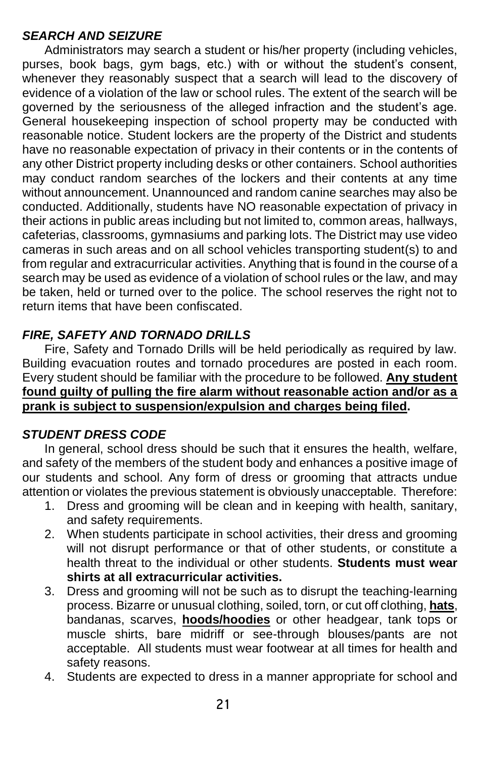### *SEARCH AND SEIZURE*

Administrators may search a student or his/her property (including vehicles, purses, book bags, gym bags, etc.) with or without the student's consent, whenever they reasonably suspect that a search will lead to the discovery of evidence of a violation of the law or school rules. The extent of the search will be governed by the seriousness of the alleged infraction and the student's age. General housekeeping inspection of school property may be conducted with reasonable notice. Student lockers are the property of the District and students have no reasonable expectation of privacy in their contents or in the contents of any other District property including desks or other containers. School authorities may conduct random searches of the lockers and their contents at any time without announcement. Unannounced and random canine searches may also be conducted. Additionally, students have NO reasonable expectation of privacy in their actions in public areas including but not limited to, common areas, hallways, cafeterias, classrooms, gymnasiums and parking lots. The District may use video cameras in such areas and on all school vehicles transporting student(s) to and from regular and extracurricular activities. Anything that is found in the course of a search may be used as evidence of a violation of school rules or the law, and may be taken, held or turned over to the police. The school reserves the right not to return items that have been confiscated.

### *FIRE, SAFETY AND TORNADO DRILLS*

Fire, Safety and Tornado Drills will be held periodically as required by law. Building evacuation routes and tornado procedures are posted in each room. Every student should be familiar with the procedure to be followed. <u>**Any student found guilty of pulling the fire alarm without reasonable action and/or as a prank is subject to suspension/expulsion and charges being filed**</u>**.**

### *STUDENT DRESS CODE*

In general, school dress should be such that it ensures the health, welfare, and safety of the members of the student body and enhances a positive image of our students and school. Any form of dress or grooming that attracts undue attention or violates the previous statement is obviously unacceptable. Therefore:

1. Dress and grooming will be clean and in keeping with health, sanitary, and safety requirements.
2. When students participate in school activities, their dress and grooming will not disrupt performance or that of other students, or constitute a health threat to the individual or other students. **Students must wear shirts at all extracurricular activities.**
3. Dress and grooming will not be such as to disrupt the teaching-learning process. Bizarre or unusual clothing, soiled, torn, or cut off clothing, <u>**hats**</u>, bandanas, scarves, <u>**hoods/hoodies**</u> or other headgear, tank tops or muscle shirts, bare midriff or see-through blouses/pants are not acceptable. All students must wear footwear at all times for health and safety reasons.
4. Students are expected to dress in a manner appropriate for school and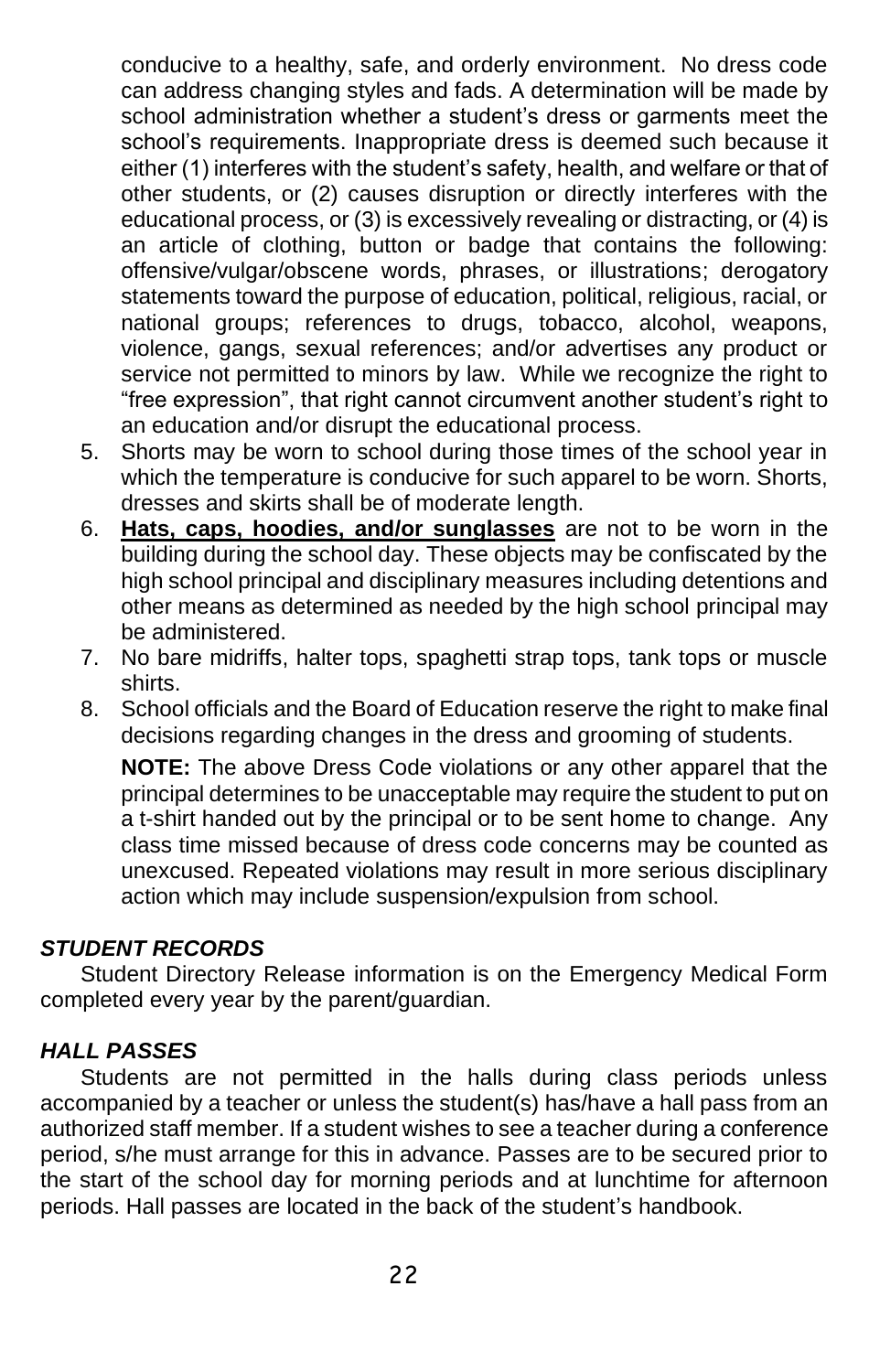conducive to a healthy, safe, and orderly environment. No dress code can address changing styles and fads. A determination will be made by school administration whether a student's dress or garments meet the school's requirements. Inappropriate dress is deemed such because it either (1) interferes with the student's safety, health, and welfare or that of other students, or (2) causes disruption or directly interferes with the educational process, or (3) is excessively revealing or distracting, or (4) is an article of clothing, button or badge that contains the following: offensive/vulgar/obscene words, phrases, or illustrations; derogatory statements toward the purpose of education, political, religious, racial, or national groups; references to drugs, tobacco, alcohol, weapons, violence, gangs, sexual references; and/or advertises any product or service not permitted to minors by law. While we recognize the right to "free expression", that right cannot circumvent another student's right to an education and/or disrupt the educational process.

5. Shorts may be worn to school during those times of the school year in which the temperature is conducive for such apparel to be worn. Shorts, dresses and skirts shall be of moderate length.
6. **Hats, caps, hoodies, and/or sunglasses** are not to be worn in the building during the school day. These objects may be confiscated by the high school principal and disciplinary measures including detentions and other means as determined as needed by the high school principal may be administered.
7. No bare midriffs, halter tops, spaghetti strap tops, tank tops or muscle shirts.
8. School officials and the Board of Education reserve the right to make final decisions regarding changes in the dress and grooming of students.

   **NOTE:** The above Dress Code violations or any other apparel that the principal determines to be unacceptable may require the student to put on a t-shirt handed out by the principal or to be sent home to change. Any class time missed because of dress code concerns may be counted as unexcused. Repeated violations may result in more serious disciplinary action which may include suspension/expulsion from school.

### *STUDENT RECORDS*

Student Directory Release information is on the Emergency Medical Form completed every year by the parent/guardian.

### *HALL PASSES*

Students are not permitted in the halls during class periods unless accompanied by a teacher or unless the student(s) has/have a hall pass from an authorized staff member. If a student wishes to see a teacher during a conference period, s/he must arrange for this in advance. Passes are to be secured prior to the start of the school day for morning periods and at lunchtime for afternoon periods. Hall passes are located in the back of the student's handbook.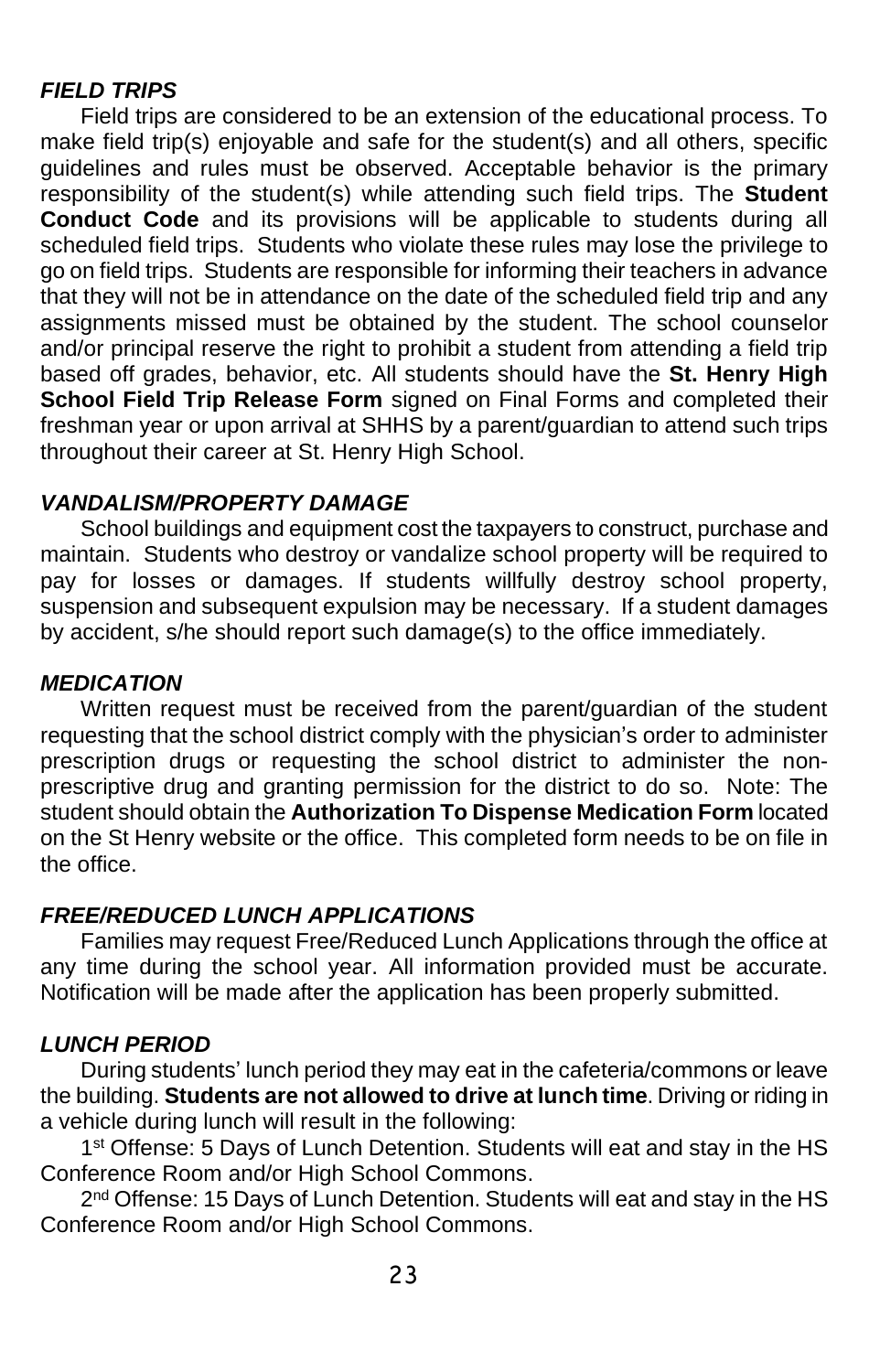### *FIELD TRIPS*

Field trips are considered to be an extension of the educational process. To make field trip(s) enjoyable and safe for the student(s) and all others, specific guidelines and rules must be observed. Acceptable behavior is the primary responsibility of the student(s) while attending such field trips. The **Student Conduct Code** and its provisions will be applicable to students during all scheduled field trips. Students who violate these rules may lose the privilege to go on field trips. Students are responsible for informing their teachers in advance that they will not be in attendance on the date of the scheduled field trip and any assignments missed must be obtained by the student. The school counselor and/or principal reserve the right to prohibit a student from attending a field trip based off grades, behavior, etc. All students should have the **St. Henry High School Field Trip Release Form** signed on Final Forms and completed their freshman year or upon arrival at SHHS by a parent/guardian to attend such trips throughout their career at St. Henry High School.

### *VANDALISM/PROPERTY DAMAGE*

School buildings and equipment cost the taxpayers to construct, purchase and maintain. Students who destroy or vandalize school property will be required to pay for losses or damages. If students willfully destroy school property, suspension and subsequent expulsion may be necessary. If a student damages by accident, s/he should report such damage(s) to the office immediately.

### *MEDICATION*

Written request must be received from the parent/guardian of the student requesting that the school district comply with the physician's order to administer prescription drugs or requesting the school district to administer the non-prescriptive drug and granting permission for the district to do so. Note: The student should obtain the **Authorization To Dispense Medication Form** located on the St Henry website or the office. This completed form needs to be on file in the office.

### *FREE/REDUCED LUNCH APPLICATIONS*

Families may request Free/Reduced Lunch Applications through the office at any time during the school year. All information provided must be accurate. Notification will be made after the application has been properly submitted.

### *LUNCH PERIOD*

During students' lunch period they may eat in the cafeteria/commons or leave the building. **Students are not allowed to drive at lunch time**. Driving or riding in a vehicle during lunch will result in the following:

1st Offense: 5 Days of Lunch Detention. Students will eat and stay in the HS Conference Room and/or High School Commons.

2nd Offense: 15 Days of Lunch Detention. Students will eat and stay in the HS Conference Room and/or High School Commons.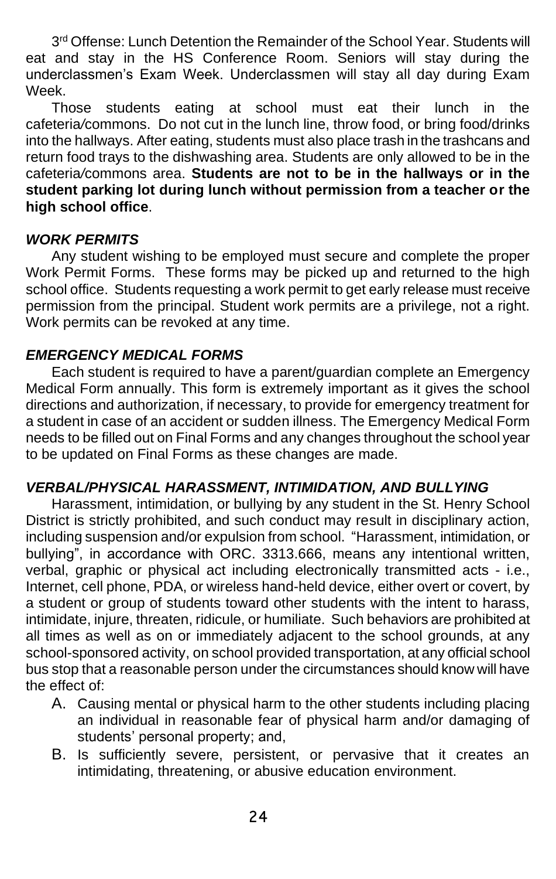3rd Offense: Lunch Detention the Remainder of the School Year. Students will eat and stay in the HS Conference Room. Seniors will stay during the underclassmen's Exam Week. Underclassmen will stay all day during Exam Week.

Those students eating at school must eat their lunch in the cafeteria/commons. Do not cut in the lunch line, throw food, or bring food/drinks into the hallways. After eating, students must also place trash in the trashcans and return food trays to the dishwashing area. Students are only allowed to be in the cafeteria/commons area. **Students are not to be in the hallways or in the student parking lot during lunch without permission from a teacher or the high school office**.

### *WORK PERMITS*

Any student wishing to be employed must secure and complete the proper Work Permit Forms. These forms may be picked up and returned to the high school office. Students requesting a work permit to get early release must receive permission from the principal. Student work permits are a privilege, not a right. Work permits can be revoked at any time.

### *EMERGENCY MEDICAL FORMS*

Each student is required to have a parent/guardian complete an Emergency Medical Form annually. This form is extremely important as it gives the school directions and authorization, if necessary, to provide for emergency treatment for a student in case of an accident or sudden illness. The Emergency Medical Form needs to be filled out on Final Forms and any changes throughout the school year to be updated on Final Forms as these changes are made.

### *VERBAL/PHYSICAL HARASSMENT, INTIMIDATION, AND BULLYING*

Harassment, intimidation, or bullying by any student in the St. Henry School District is strictly prohibited, and such conduct may result in disciplinary action, including suspension and/or expulsion from school. "Harassment, intimidation, or bullying", in accordance with ORC. 3313.666, means any intentional written, verbal, graphic or physical act including electronically transmitted acts - i.e., Internet, cell phone, PDA, or wireless hand-held device, either overt or covert, by a student or group of students toward other students with the intent to harass, intimidate, injure, threaten, ridicule, or humiliate. Such behaviors are prohibited at all times as well as on or immediately adjacent to the school grounds, at any school-sponsored activity, on school provided transportation, at any official school bus stop that a reasonable person under the circumstances should know will have the effect of:

A. Causing mental or physical harm to the other students including placing an individual in reasonable fear of physical harm and/or damaging of students' personal property; and,
B. Is sufficiently severe, persistent, or pervasive that it creates an intimidating, threatening, or abusive education environment.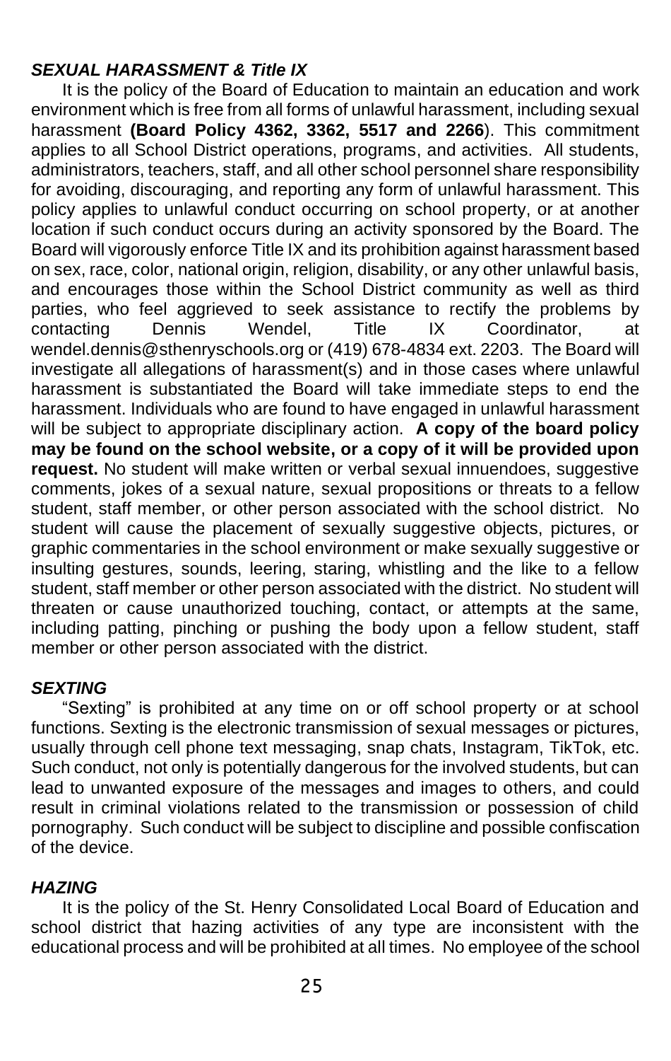### ***SEXUAL HARASSMENT & Title IX***

It is the policy of the Board of Education to maintain an education and work environment which is free from all forms of unlawful harassment, including sexual harassment **(Board Policy 4362, 3362, 5517 and 2266**). This commitment applies to all School District operations, programs, and activities. All students, administrators, teachers, staff, and all other school personnel share responsibility for avoiding, discouraging, and reporting any form of unlawful harassment. This policy applies to unlawful conduct occurring on school property, or at another location if such conduct occurs during an activity sponsored by the Board. The Board will vigorously enforce Title IX and its prohibition against harassment based on sex, race, color, national origin, religion, disability, or any other unlawful basis, and encourages those within the School District community as well as third parties, who feel aggrieved to seek assistance to rectify the problems by contacting Dennis Wendel, Title IX Coordinator, at wendel.dennis@sthenryschools.org or (419) 678-4834 ext. 2203. The Board will investigate all allegations of harassment(s) and in those cases where unlawful harassment is substantiated the Board will take immediate steps to end the harassment. Individuals who are found to have engaged in unlawful harassment will be subject to appropriate disciplinary action. **A copy of the board policy may be found on the school website, or a copy of it will be provided upon request.** No student will make written or verbal sexual innuendoes, suggestive comments, jokes of a sexual nature, sexual propositions or threats to a fellow student, staff member, or other person associated with the school district. No student will cause the placement of sexually suggestive objects, pictures, or graphic commentaries in the school environment or make sexually suggestive or insulting gestures, sounds, leering, staring, whistling and the like to a fellow student, staff member or other person associated with the district. No student will threaten or cause unauthorized touching, contact, or attempts at the same, including patting, pinching or pushing the body upon a fellow student, staff member or other person associated with the district.

### ***SEXTING***

"Sexting" is prohibited at any time on or off school property or at school functions. Sexting is the electronic transmission of sexual messages or pictures, usually through cell phone text messaging, snap chats, Instagram, TikTok, etc. Such conduct, not only is potentially dangerous for the involved students, but can lead to unwanted exposure of the messages and images to others, and could result in criminal violations related to the transmission or possession of child pornography. Such conduct will be subject to discipline and possible confiscation of the device.

### ***HAZING***

It is the policy of the St. Henry Consolidated Local Board of Education and school district that hazing activities of any type are inconsistent with the educational process and will be prohibited at all times. No employee of the school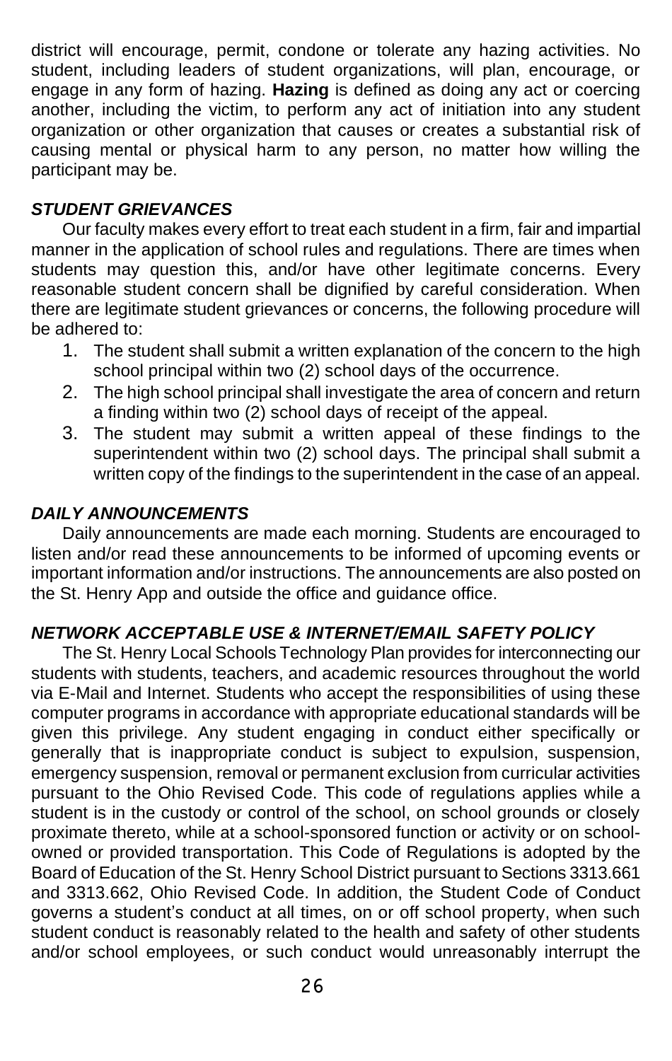district will encourage, permit, condone or tolerate any hazing activities. No student, including leaders of student organizations, will plan, encourage, or engage in any form of hazing. **Hazing** is defined as doing any act or coercing another, including the victim, to perform any act of initiation into any student organization or other organization that causes or creates a substantial risk of causing mental or physical harm to any person, no matter how willing the participant may be.

### *STUDENT GRIEVANCES*

Our faculty makes every effort to treat each student in a firm, fair and impartial manner in the application of school rules and regulations. There are times when students may question this, and/or have other legitimate concerns. Every reasonable student concern shall be dignified by careful consideration. When there are legitimate student grievances or concerns, the following procedure will be adhered to:

1. The student shall submit a written explanation of the concern to the high school principal within two (2) school days of the occurrence.
2. The high school principal shall investigate the area of concern and return a finding within two (2) school days of receipt of the appeal.
3. The student may submit a written appeal of these findings to the superintendent within two (2) school days. The principal shall submit a written copy of the findings to the superintendent in the case of an appeal.

### *DAILY ANNOUNCEMENTS*

Daily announcements are made each morning. Students are encouraged to listen and/or read these announcements to be informed of upcoming events or important information and/or instructions. The announcements are also posted on the St. Henry App and outside the office and guidance office.

### *NETWORK ACCEPTABLE USE & INTERNET/EMAIL SAFETY POLICY*

The St. Henry Local Schools Technology Plan provides for interconnecting our students with students, teachers, and academic resources throughout the world via E-Mail and Internet. Students who accept the responsibilities of using these computer programs in accordance with appropriate educational standards will be given this privilege. Any student engaging in conduct either specifically or generally that is inappropriate conduct is subject to expulsion, suspension, emergency suspension, removal or permanent exclusion from curricular activities pursuant to the Ohio Revised Code. This code of regulations applies while a student is in the custody or control of the school, on school grounds or closely proximate thereto, while at a school-sponsored function or activity or on school-owned or provided transportation. This Code of Regulations is adopted by the Board of Education of the St. Henry School District pursuant to Sections 3313.661 and 3313.662, Ohio Revised Code. In addition, the Student Code of Conduct governs a student's conduct at all times, on or off school property, when such student conduct is reasonably related to the health and safety of other students and/or school employees, or such conduct would unreasonably interrupt the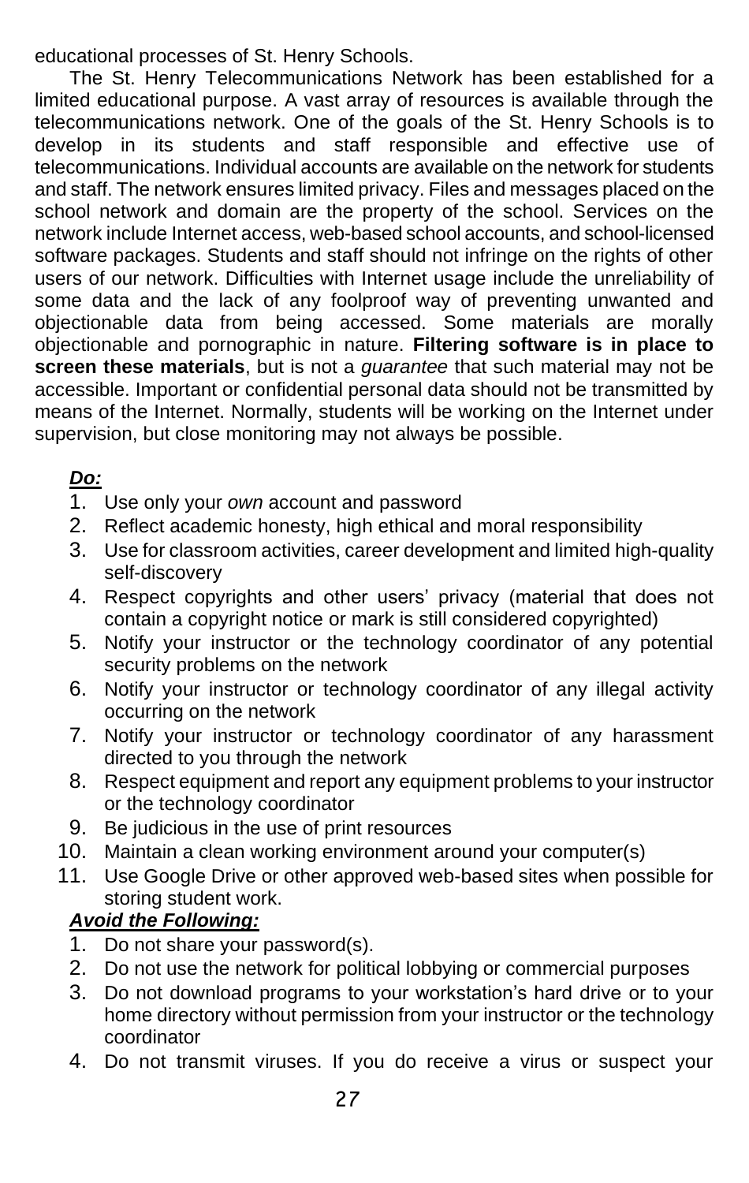educational processes of St. Henry Schools.

The St. Henry Telecommunications Network has been established for a limited educational purpose. A vast array of resources is available through the telecommunications network. One of the goals of the St. Henry Schools is to develop in its students and staff responsible and effective use of telecommunications. Individual accounts are available on the network for students and staff. The network ensures limited privacy. Files and messages placed on the school network and domain are the property of the school. Services on the network include Internet access, web-based school accounts, and school-licensed software packages. Students and staff should not infringe on the rights of other users of our network. Difficulties with Internet usage include the unreliability of some data and the lack of any foolproof way of preventing unwanted and objectionable data from being accessed. Some materials are morally objectionable and pornographic in nature. **Filtering software is in place to screen these materials**, but is not a *guarantee* that such material may not be accessible. Important or confidential personal data should not be transmitted by means of the Internet. Normally, students will be working on the Internet under supervision, but close monitoring may not always be possible.

***Do:***

1. Use only your *own* account and password
2. Reflect academic honesty, high ethical and moral responsibility
3. Use for classroom activities, career development and limited high-quality self-discovery
4. Respect copyrights and other users' privacy (material that does not contain a copyright notice or mark is still considered copyrighted)
5. Notify your instructor or the technology coordinator of any potential security problems on the network
6. Notify your instructor or technology coordinator of any illegal activity occurring on the network
7. Notify your instructor or technology coordinator of any harassment directed to you through the network
8. Respect equipment and report any equipment problems to your instructor or the technology coordinator
9. Be judicious in the use of print resources
10. Maintain a clean working environment around your computer(s)
11. Use Google Drive or other approved web-based sites when possible for storing student work.

***Avoid the Following:***

1. Do not share your password(s).
2. Do not use the network for political lobbying or commercial purposes
3. Do not download programs to your workstation's hard drive or to your home directory without permission from your instructor or the technology coordinator
4. Do not transmit viruses. If you do receive a virus or suspect your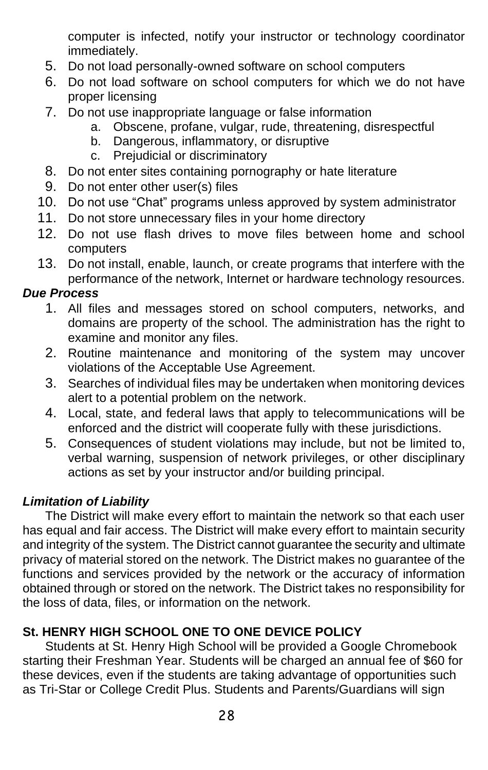computer is infected, notify your instructor or technology coordinator immediately.

5. Do not load personally-owned software on school computers
6. Do not load software on school computers for which we do not have proper licensing
7. Do not use inappropriate language or false information
   a. Obscene, profane, vulgar, rude, threatening, disrespectful
   b. Dangerous, inflammatory, or disruptive
   c. Prejudicial or discriminatory
8. Do not enter sites containing pornography or hate literature
9. Do not enter other user(s) files
10. Do not use "Chat" programs unless approved by system administrator
11. Do not store unnecessary files in your home directory
12. Do not use flash drives to move files between home and school computers
13. Do not install, enable, launch, or create programs that interfere with the performance of the network, Internet or hardware technology resources.

***Due Process***

1. All files and messages stored on school computers, networks, and domains are property of the school. The administration has the right to examine and monitor any files.
2. Routine maintenance and monitoring of the system may uncover violations of the Acceptable Use Agreement.
3. Searches of individual files may be undertaken when monitoring devices alert to a potential problem on the network.
4. Local, state, and federal laws that apply to telecommunications will be enforced and the district will cooperate fully with these jurisdictions.
5. Consequences of student violations may include, but not be limited to, verbal warning, suspension of network privileges, or other disciplinary actions as set by your instructor and/or building principal.

***Limitation of Liability***

The District will make every effort to maintain the network so that each user has equal and fair access. The District will make every effort to maintain security and integrity of the system. The District cannot guarantee the security and ultimate privacy of material stored on the network. The District makes no guarantee of the functions and services provided by the network or the accuracy of information obtained through or stored on the network. The District takes no responsibility for the loss of data, files, or information on the network.

**St. HENRY HIGH SCHOOL ONE TO ONE DEVICE POLICY**

Students at St. Henry High School will be provided a Google Chromebook starting their Freshman Year. Students will be charged an annual fee of $60 for these devices, even if the students are taking advantage of opportunities such as Tri-Star or College Credit Plus. Students and Parents/Guardians will sign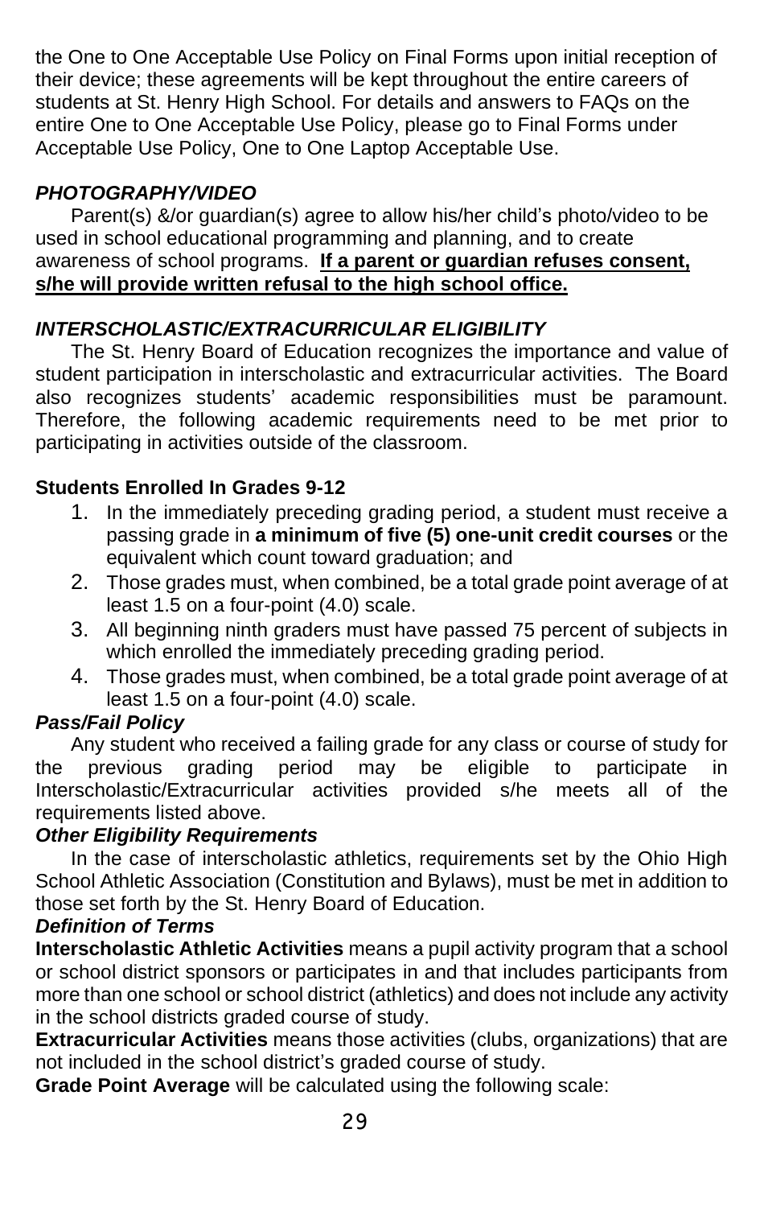the One to One Acceptable Use Policy on Final Forms upon initial reception of their device; these agreements will be kept throughout the entire careers of students at St. Henry High School. For details and answers to FAQs on the entire One to One Acceptable Use Policy, please go to Final Forms under Acceptable Use Policy, One to One Laptop Acceptable Use.

### ***PHOTOGRAPHY/VIDEO***

Parent(s) &/or guardian(s) agree to allow his/her child's photo/video to be used in school educational programming and planning, and to create awareness of school programs. **<u>If a parent or guardian refuses consent, s/he will provide written refusal to the high school office.</u>**

### ***INTERSCHOLASTIC/EXTRACURRICULAR ELIGIBILITY***

The St. Henry Board of Education recognizes the importance and value of student participation in interscholastic and extracurricular activities. The Board also recognizes students' academic responsibilities must be paramount. Therefore, the following academic requirements need to be met prior to participating in activities outside of the classroom.

**Students Enrolled In Grades 9-12**

1. In the immediately preceding grading period, a student must receive a passing grade in **a minimum of five (5) one-unit credit courses** or the equivalent which count toward graduation; and
2. Those grades must, when combined, be a total grade point average of at least 1.5 on a four-point (4.0) scale.
3. All beginning ninth graders must have passed 75 percent of subjects in which enrolled the immediately preceding grading period.
4. Those grades must, when combined, be a total grade point average of at least 1.5 on a four-point (4.0) scale.

***Pass/Fail Policy***

Any student who received a failing grade for any class or course of study for the previous grading period may be eligible to participate in Interscholastic/Extracurricular activities provided s/he meets all of the requirements listed above.

***Other Eligibility Requirements***

In the case of interscholastic athletics, requirements set by the Ohio High School Athletic Association (Constitution and Bylaws), must be met in addition to those set forth by the St. Henry Board of Education.

***Definition of Terms***

**Interscholastic Athletic Activities** means a pupil activity program that a school or school district sponsors or participates in and that includes participants from more than one school or school district (athletics) and does not include any activity in the school districts graded course of study.

**Extracurricular Activities** means those activities (clubs, organizations) that are not included in the school district's graded course of study.

**Grade Point Average** will be calculated using the following scale: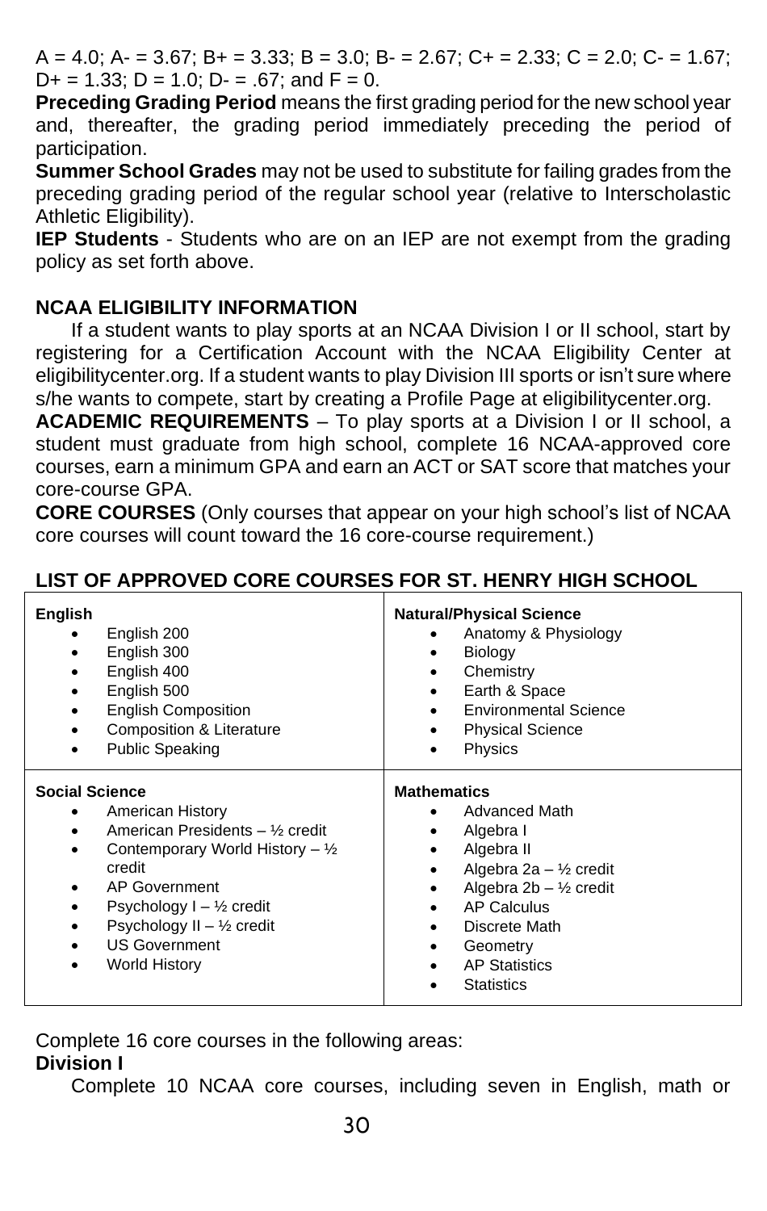A = 4.0; A- = 3.67; B+ = 3.33; B = 3.0; B- = 2.67; C+ = 2.33; C = 2.0; C- = 1.67; D+ = 1.33; D = 1.0; D- = .67; and F = 0.

**Preceding Grading Period** means the first grading period for the new school year and, thereafter, the grading period immediately preceding the period of participation.

**Summer School Grades** may not be used to substitute for failing grades from the preceding grading period of the regular school year (relative to Interscholastic Athletic Eligibility).

**IEP Students** - Students who are on an IEP are not exempt from the grading policy as set forth above.

## NCAA ELIGIBILITY INFORMATION

If a student wants to play sports at an NCAA Division I or II school, start by registering for a Certification Account with the NCAA Eligibility Center at eligibilitycenter.org. If a student wants to play Division III sports or isn't sure where s/he wants to compete, start by creating a Profile Page at eligibilitycenter.org.

**ACADEMIC REQUIREMENTS** – To play sports at a Division I or II school, a student must graduate from high school, complete 16 NCAA-approved core courses, earn a minimum GPA and earn an ACT or SAT score that matches your core-course GPA.

**CORE COURSES** (Only courses that appear on your high school's list of NCAA core courses will count toward the 16 core-course requirement.)

## LIST OF APPROVED CORE COURSES FOR ST. HENRY HIGH SCHOOL

| English | Natural/Physical Science |
|---|---|
| • English 200<br>• English 300<br>• English 400<br>• English 500<br>• English Composition<br>• Composition & Literature<br>• Public Speaking | • Anatomy & Physiology<br>• Biology<br>• Chemistry<br>• Earth & Space<br>• Environmental Science<br>• Physical Science<br>• Physics |
| **Social Science** | **Mathematics** |
| • American History<br>• American Presidents – ½ credit<br>• Contemporary World History – ½ credit<br>• AP Government<br>• Psychology I – ½ credit<br>• Psychology II – ½ credit<br>• US Government<br>• World History | • Advanced Math<br>• Algebra I<br>• Algebra II<br>• Algebra 2a – ½ credit<br>• Algebra 2b – ½ credit<br>• AP Calculus<br>• Discrete Math<br>• Geometry<br>• AP Statistics<br>• Statistics |

Complete 16 core courses in the following areas:

**Division I**

Complete 10 NCAA core courses, including seven in English, math or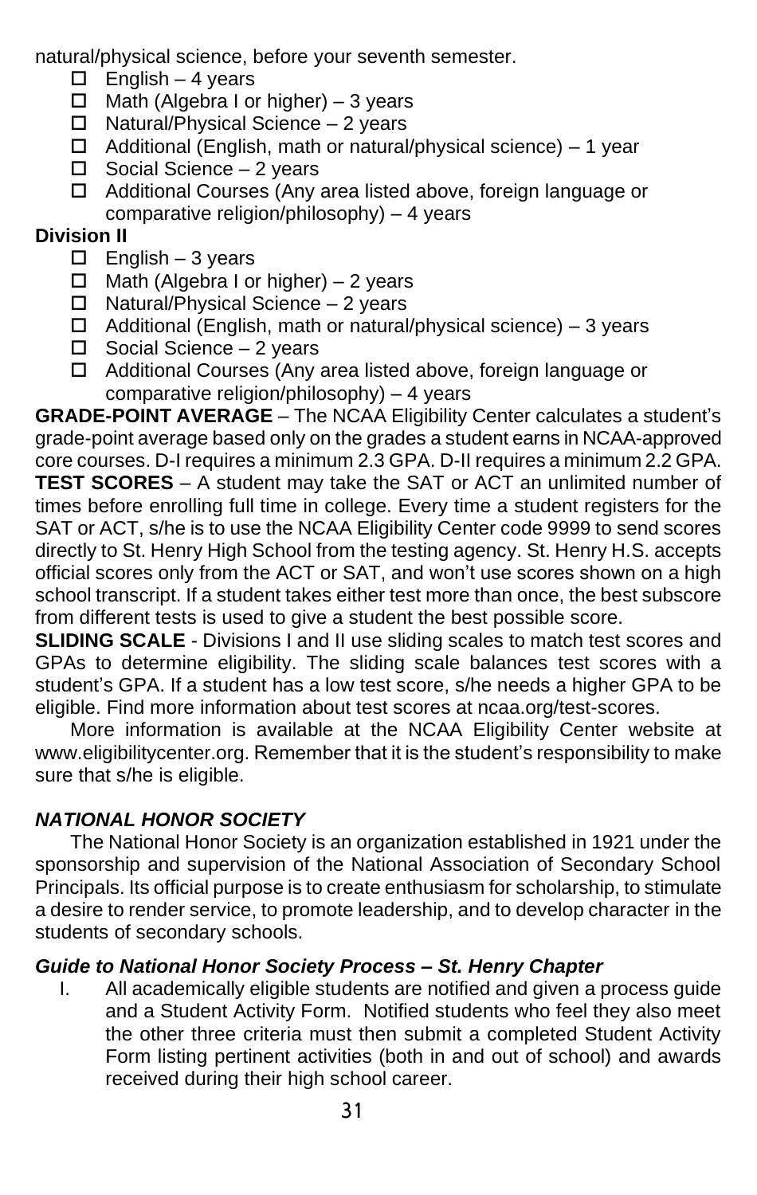natural/physical science, before your seventh semester.

- ☐ English – 4 years
- ☐ Math (Algebra I or higher) – 3 years
- ☐ Natural/Physical Science – 2 years
- ☐ Additional (English, math or natural/physical science) – 1 year
- ☐ Social Science – 2 years
- ☐ Additional Courses (Any area listed above, foreign language or comparative religion/philosophy) – 4 years

**Division II**

- ☐ English – 3 years
- ☐ Math (Algebra I or higher) – 2 years
- ☐ Natural/Physical Science – 2 years
- ☐ Additional (English, math or natural/physical science) – 3 years
- ☐ Social Science – 2 years
- ☐ Additional Courses (Any area listed above, foreign language or comparative religion/philosophy) – 4 years

**GRADE-POINT AVERAGE** – The NCAA Eligibility Center calculates a student's grade-point average based only on the grades a student earns in NCAA-approved core courses. D-I requires a minimum 2.3 GPA. D-II requires a minimum 2.2 GPA.

**TEST SCORES** – A student may take the SAT or ACT an unlimited number of times before enrolling full time in college. Every time a student registers for the SAT or ACT, s/he is to use the NCAA Eligibility Center code 9999 to send scores directly to St. Henry High School from the testing agency. St. Henry H.S. accepts official scores only from the ACT or SAT, and won't use scores shown on a high school transcript. If a student takes either test more than once, the best subscore from different tests is used to give a student the best possible score.

**SLIDING SCALE** - Divisions I and II use sliding scales to match test scores and GPAs to determine eligibility. The sliding scale balances test scores with a student's GPA. If a student has a low test score, s/he needs a higher GPA to be eligible. Find more information about test scores at ncaa.org/test-scores.

More information is available at the NCAA Eligibility Center website at www.eligibilitycenter.org. Remember that it is the student's responsibility to make sure that s/he is eligible.

### *NATIONAL HONOR SOCIETY*

The National Honor Society is an organization established in 1921 under the sponsorship and supervision of the National Association of Secondary School Principals. Its official purpose is to create enthusiasm for scholarship, to stimulate a desire to render service, to promote leadership, and to develop character in the students of secondary schools.

#### *Guide to National Honor Society Process – St. Henry Chapter*

I. All academically eligible students are notified and given a process guide and a Student Activity Form. Notified students who feel they also meet the other three criteria must then submit a completed Student Activity Form listing pertinent activities (both in and out of school) and awards received during their high school career.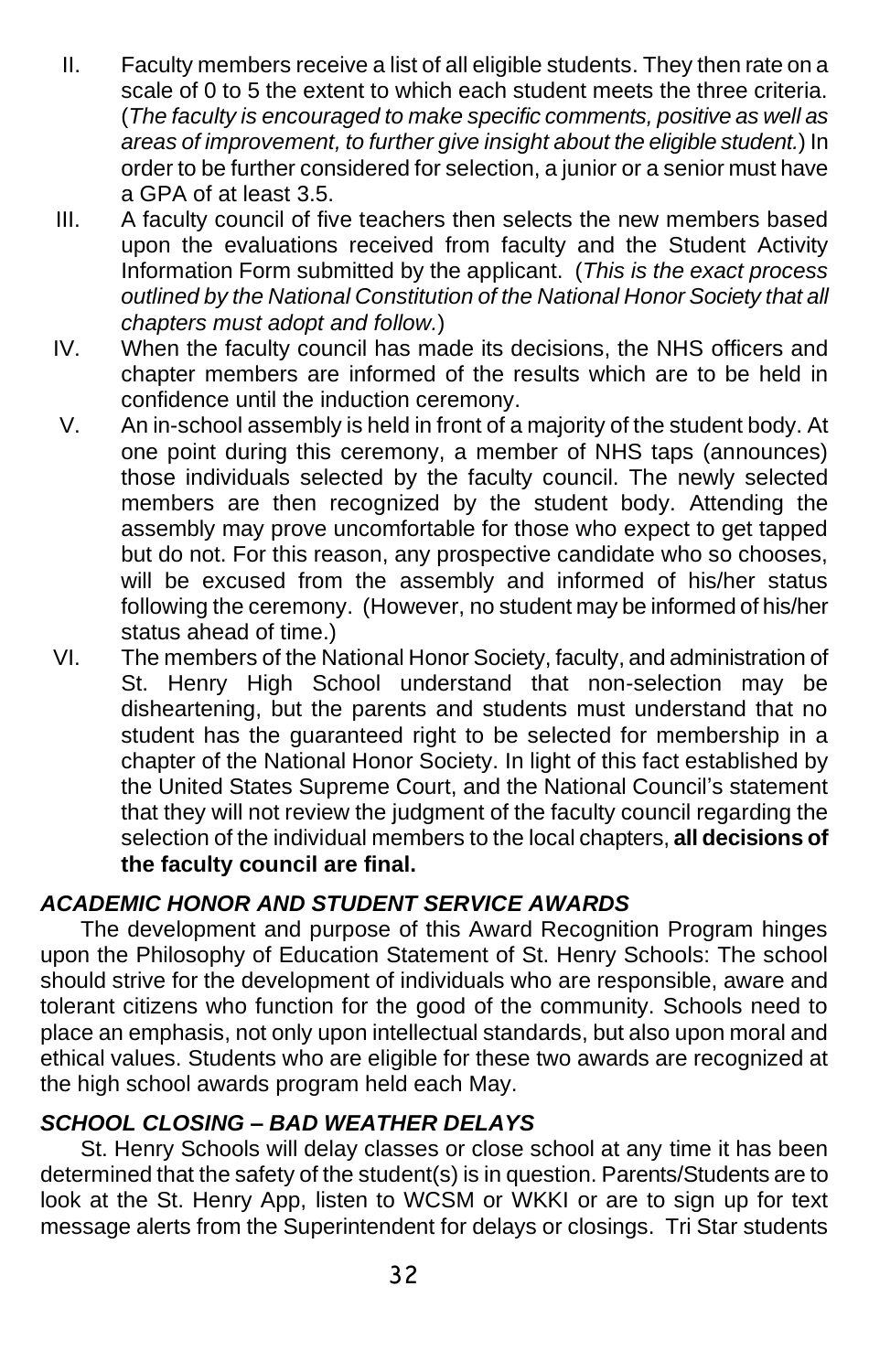II. Faculty members receive a list of all eligible students. They then rate on a scale of 0 to 5 the extent to which each student meets the three criteria. (*The faculty is encouraged to make specific comments, positive as well as areas of improvement, to further give insight about the eligible student.*) In order to be further considered for selection, a junior or a senior must have a GPA of at least 3.5.

III. A faculty council of five teachers then selects the new members based upon the evaluations received from faculty and the Student Activity Information Form submitted by the applicant. (*This is the exact process outlined by the National Constitution of the National Honor Society that all chapters must adopt and follow.*)

IV. When the faculty council has made its decisions, the NHS officers and chapter members are informed of the results which are to be held in confidence until the induction ceremony.

V. An in-school assembly is held in front of a majority of the student body. At one point during this ceremony, a member of NHS taps (announces) those individuals selected by the faculty council. The newly selected members are then recognized by the student body. Attending the assembly may prove uncomfortable for those who expect to get tapped but do not. For this reason, any prospective candidate who so chooses, will be excused from the assembly and informed of his/her status following the ceremony. (However, no student may be informed of his/her status ahead of time.)

VI. The members of the National Honor Society, faculty, and administration of St. Henry High School understand that non-selection may be disheartening, but the parents and students must understand that no student has the guaranteed right to be selected for membership in a chapter of the National Honor Society. In light of this fact established by the United States Supreme Court, and the National Council's statement that they will not review the judgment of the faculty council regarding the selection of the individual members to the local chapters, **all decisions of the faculty council are final.**

### *ACADEMIC HONOR AND STUDENT SERVICE AWARDS*

The development and purpose of this Award Recognition Program hinges upon the Philosophy of Education Statement of St. Henry Schools: The school should strive for the development of individuals who are responsible, aware and tolerant citizens who function for the good of the community. Schools need to place an emphasis, not only upon intellectual standards, but also upon moral and ethical values. Students who are eligible for these two awards are recognized at the high school awards program held each May.

### *SCHOOL CLOSING – BAD WEATHER DELAYS*

St. Henry Schools will delay classes or close school at any time it has been determined that the safety of the student(s) is in question. Parents/Students are to look at the St. Henry App, listen to WCSM or WKKI or are to sign up for text message alerts from the Superintendent for delays or closings. Tri Star students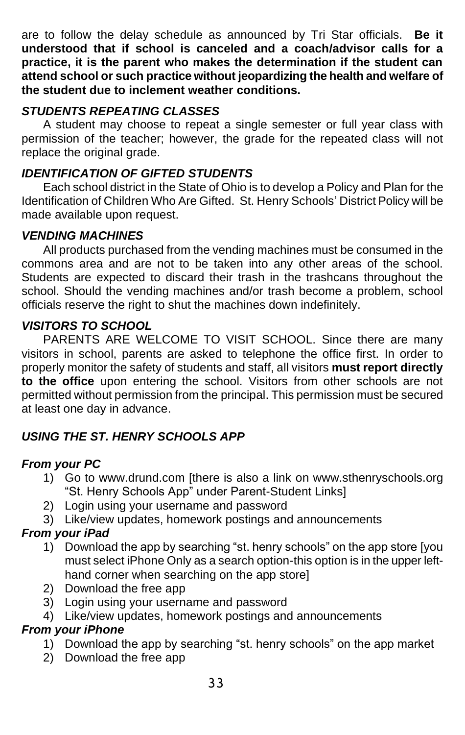are to follow the delay schedule as announced by Tri Star officials. **Be it understood that if school is canceled and a coach/advisor calls for a practice, it is the parent who makes the determination if the student can attend school or such practice without jeopardizing the health and welfare of the student due to inclement weather conditions.**

### *STUDENTS REPEATING CLASSES*

A student may choose to repeat a single semester or full year class with permission of the teacher; however, the grade for the repeated class will not replace the original grade.

### *IDENTIFICATION OF GIFTED STUDENTS*

Each school district in the State of Ohio is to develop a Policy and Plan for the Identification of Children Who Are Gifted. St. Henry Schools' District Policy will be made available upon request.

### *VENDING MACHINES*

All products purchased from the vending machines must be consumed in the commons area and are not to be taken into any other areas of the school. Students are expected to discard their trash in the trashcans throughout the school. Should the vending machines and/or trash become a problem, school officials reserve the right to shut the machines down indefinitely.

### *VISITORS TO SCHOOL*

PARENTS ARE WELCOME TO VISIT SCHOOL. Since there are many visitors in school, parents are asked to telephone the office first. In order to properly monitor the safety of students and staff, all visitors **must report directly to the office** upon entering the school. Visitors from other schools are not permitted without permission from the principal. This permission must be secured at least one day in advance.

### *USING THE ST. HENRY SCHOOLS APP*

#### *From your PC*

1) Go to www.drund.com [there is also a link on www.sthenryschools.org "St. Henry Schools App" under Parent-Student Links]
2) Login using your username and password
3) Like/view updates, homework postings and announcements

#### *From your iPad*

1) Download the app by searching "st. henry schools" on the app store [you must select iPhone Only as a search option-this option is in the upper left-hand corner when searching on the app store]
2) Download the free app
3) Login using your username and password
4) Like/view updates, homework postings and announcements

#### *From your iPhone*

1) Download the app by searching "st. henry schools" on the app market
2) Download the free app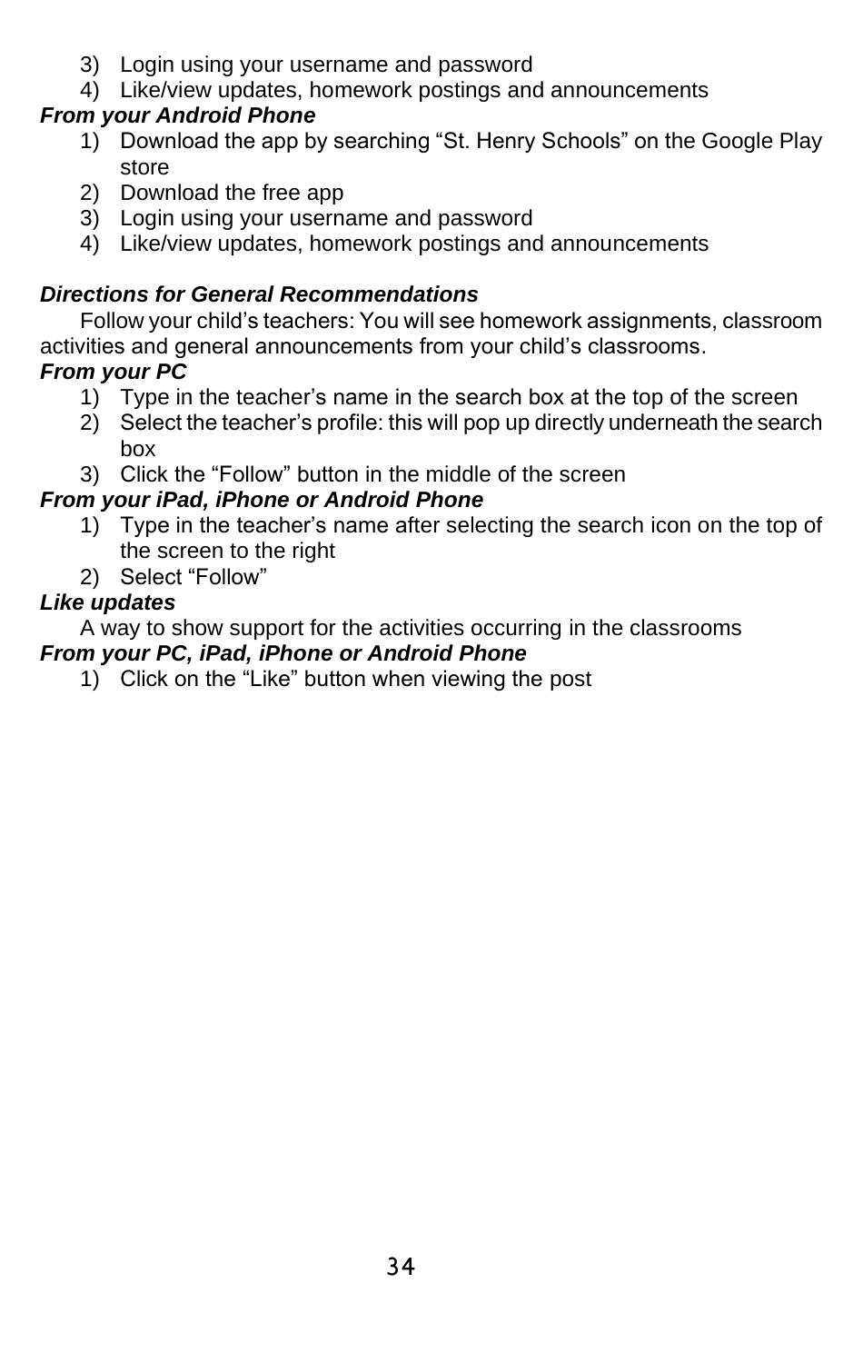3) Login using your username and password
4) Like/view updates, homework postings and announcements

***From your Android Phone***

1) Download the app by searching “St. Henry Schools” on the Google Play store
2) Download the free app
3) Login using your username and password
4) Like/view updates, homework postings and announcements

***Directions for General Recommendations***

Follow your child’s teachers: You will see homework assignments, classroom activities and general announcements from your child’s classrooms.

***From your PC***

1) Type in the teacher’s name in the search box at the top of the screen
2) Select the teacher’s profile: this will pop up directly underneath the search box
3) Click the “Follow” button in the middle of the screen

***From your iPad, iPhone or Android Phone***

1) Type in the teacher’s name after selecting the search icon on the top of the screen to the right
2) Select “Follow”

***Like updates***

A way to show support for the activities occurring in the classrooms

***From your PC, iPad, iPhone or Android Phone***

1) Click on the “Like” button when viewing the post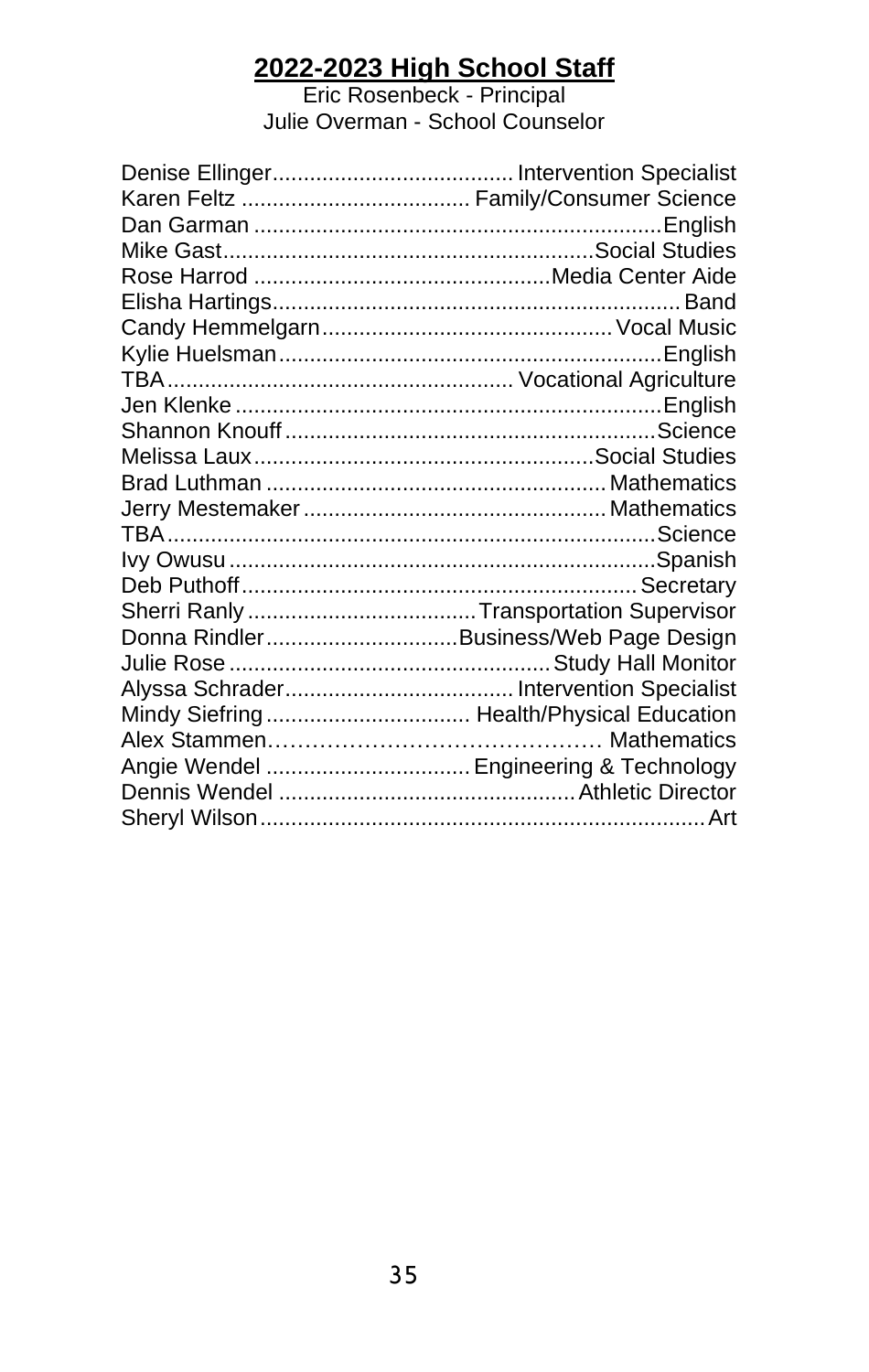# 2022-2023 High School Staff

Eric Rosenbeck - Principal
Julie Overman - School Counselor

| | |
|---|---|
| Denise Ellinger | Intervention Specialist |
| Karen Feltz | Family/Consumer Science |
| Dan Garman | English |
| Mike Gast | Social Studies |
| Rose Harrod | Media Center Aide |
| Elisha Hartings | Band |
| Candy Hemmelgarn | Vocal Music |
| Kylie Huelsman | English |
| TBA | Vocational Agriculture |
| Jen Klenke | English |
| Shannon Knouff | Science |
| Melissa Laux | Social Studies |
| Brad Luthman | Mathematics |
| Jerry Mestemaker | Mathematics |
| TBA | Science |
| Ivy Owusu | Spanish |
| Deb Puthoff | Secretary |
| Sherri Ranly | Transportation Supervisor |
| Donna Rindler | Business/Web Page Design |
| Julie Rose | Study Hall Monitor |
| Alyssa Schrader | Intervention Specialist |
| Mindy Siefring | Health/Physical Education |
| Alex Stammen | Mathematics |
| Angie Wendel | Engineering & Technology |
| Dennis Wendel | Athletic Director |
| Sheryl Wilson | Art |